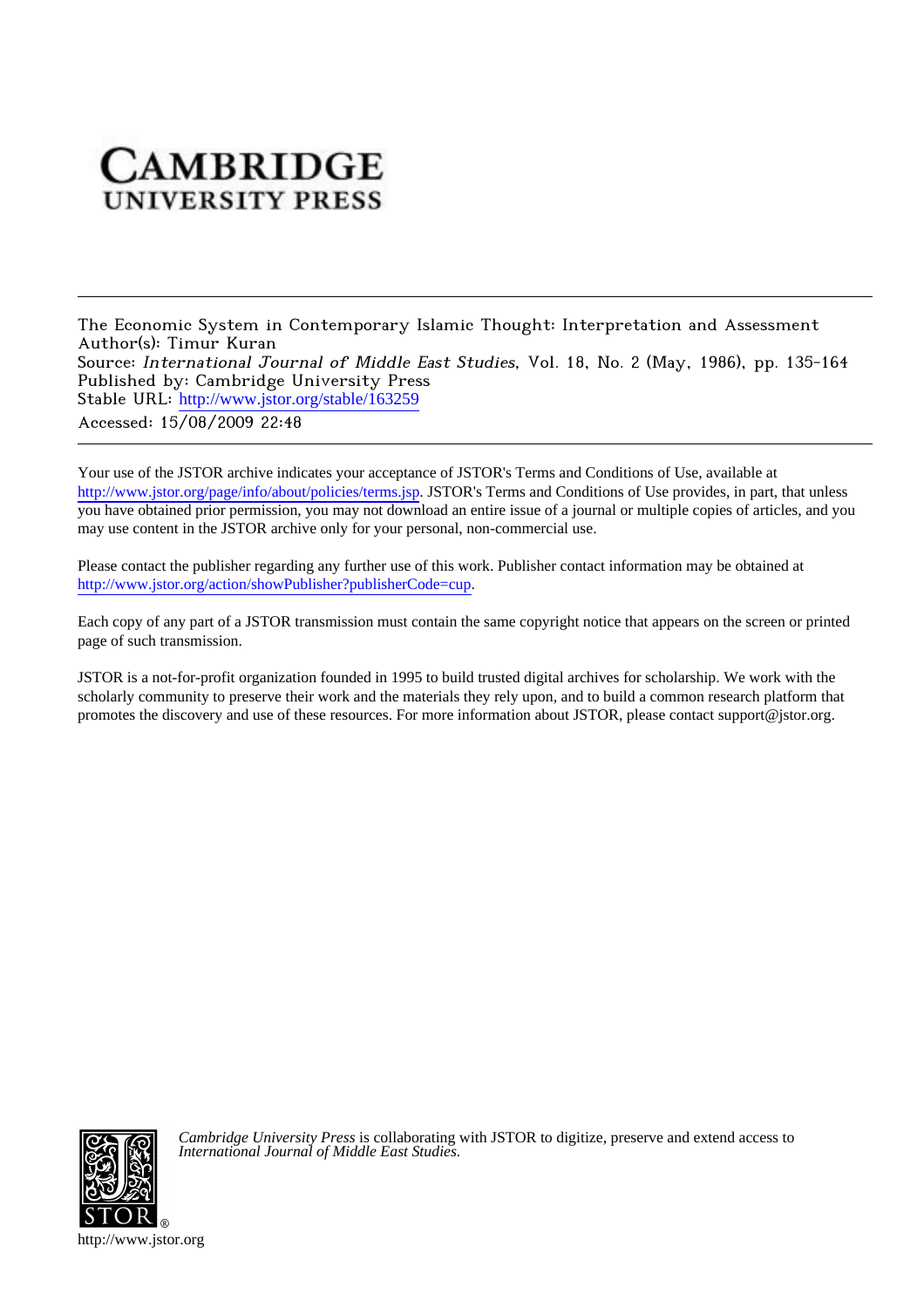CAMBRIDGE
UNIVERSITY PRESS

---

The Economic System in Contemporary Islamic Thought: Interpretation and Assessment
Author(s): Timur Kuran
Source: *International Journal of Middle East Studies*, Vol. 18, No. 2 (May, 1986), pp. 135-164
Published by: Cambridge University Press
Stable URL: http://www.jstor.org/stable/163259
Accessed: 15/08/2009 22:48

---

Your use of the JSTOR archive indicates your acceptance of JSTOR's Terms and Conditions of Use, available at http://www.jstor.org/page/info/about/policies/terms.jsp. JSTOR's Terms and Conditions of Use provides, in part, that unless you have obtained prior permission, you may not download an entire issue of a journal or multiple copies of articles, and you may use content in the JSTOR archive only for your personal, non-commercial use.

Please contact the publisher regarding any further use of this work. Publisher contact information may be obtained at http://www.jstor.org/action/showPublisher?publisherCode=cup.

Each copy of any part of a JSTOR transmission must contain the same copyright notice that appears on the screen or printed page of such transmission.

JSTOR is a not-for-profit organization founded in 1995 to build trusted digital archives for scholarship. We work with the scholarly community to preserve their work and the materials they rely upon, and to build a common research platform that promotes the discovery and use of these resources. For more information about JSTOR, please contact support@jstor.org.

*Cambridge University Press* is collaborating with JSTOR to digitize, preserve and extend access to *International Journal of Middle East Studies*.

http://www.jstor.org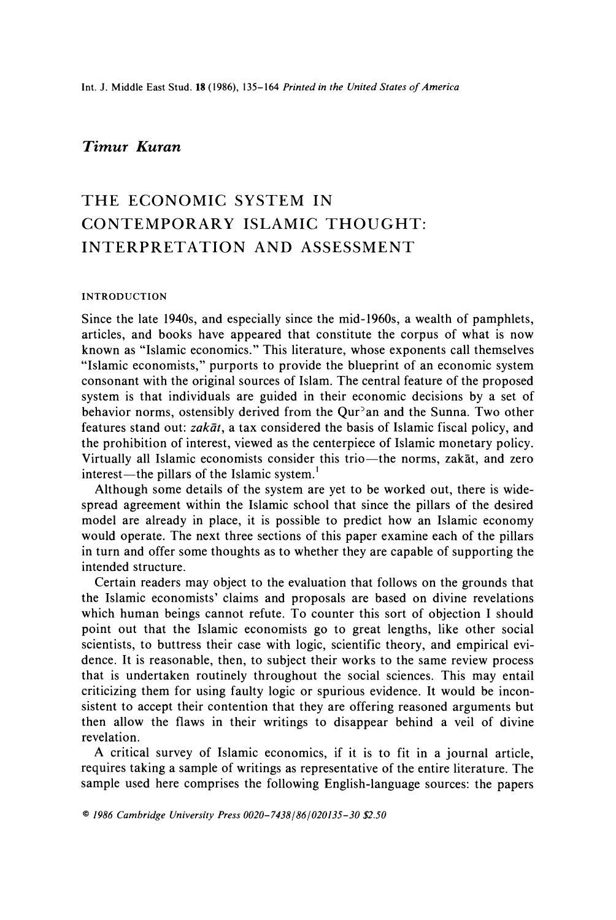*Timur Kuran*

# THE ECONOMIC SYSTEM IN CONTEMPORARY ISLAMIC THOUGHT: INTERPRETATION AND ASSESSMENT

## INTRODUCTION

Since the late 1940s, and especially since the mid-1960s, a wealth of pamphlets, articles, and books have appeared that constitute the corpus of what is now known as "Islamic economics." This literature, whose exponents call themselves "Islamic economists," purports to provide the blueprint of an economic system consonant with the original sources of Islam. The central feature of the proposed system is that individuals are guided in their economic decisions by a set of behavior norms, ostensibly derived from the Qurʾan and the Sunna. Two other features stand out: *zakāt*, a tax considered the basis of Islamic fiscal policy, and the prohibition of interest, viewed as the centerpiece of Islamic monetary policy. Virtually all Islamic economists consider this trio—the norms, zakāt, and zero interest—the pillars of the Islamic system.[1]

Although some details of the system are yet to be worked out, there is widespread agreement within the Islamic school that since the pillars of the desired model are already in place, it is possible to predict how an Islamic economy would operate. The next three sections of this paper examine each of the pillars in turn and offer some thoughts as to whether they are capable of supporting the intended structure.

Certain readers may object to the evaluation that follows on the grounds that the Islamic economists' claims and proposals are based on divine revelations which human beings cannot refute. To counter this sort of objection I should point out that the Islamic economists go to great lengths, like other social scientists, to buttress their case with logic, scientific theory, and empirical evidence. It is reasonable, then, to subject their works to the same review process that is undertaken routinely throughout the social sciences. This may entail criticizing them for using faulty logic or spurious evidence. It would be inconsistent to accept their contention that they are offering reasoned arguments but then allow the flaws in their writings to disappear behind a veil of divine revelation.

A critical survey of Islamic economics, if it is to fit in a journal article, requires taking a sample of writings as representative of the entire literature. The sample used here comprises the following English-language sources: the papers

© 1986 Cambridge University Press 0020-7438/86/020135-30 $2.50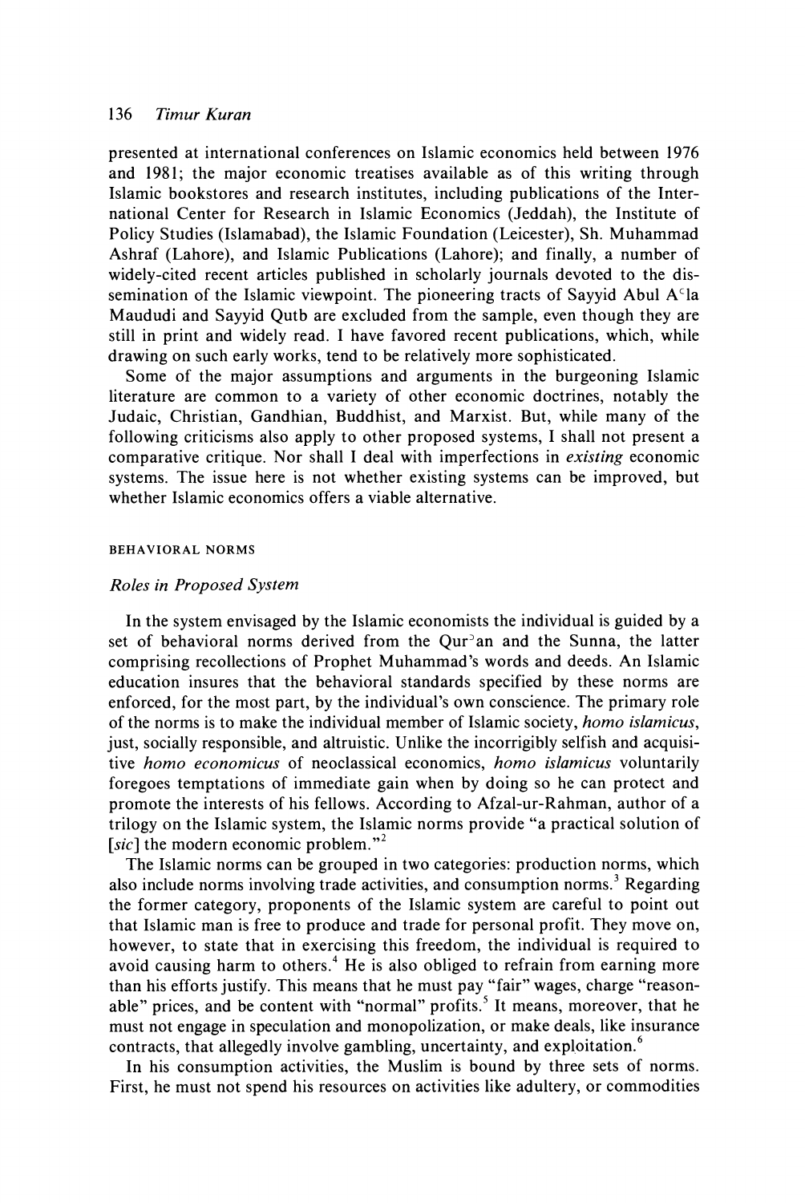presented at international conferences on Islamic economics held between 1976 and 1981; the major economic treatises available as of this writing through Islamic bookstores and research institutes, including publications of the International Center for Research in Islamic Economics (Jeddah), the Institute of Policy Studies (Islamabad), the Islamic Foundation (Leicester), Sh. Muhammad Ashraf (Lahore), and Islamic Publications (Lahore); and finally, a number of widely-cited recent articles published in scholarly journals devoted to the dissemination of the Islamic viewpoint. The pioneering tracts of Sayyid Abul Aʿla Maududi and Sayyid Qutb are excluded from the sample, even though they are still in print and widely read. I have favored recent publications, which, while drawing on such early works, tend to be relatively more sophisticated.

Some of the major assumptions and arguments in the burgeoning Islamic literature are common to a variety of other economic doctrines, notably the Judaic, Christian, Gandhian, Buddhist, and Marxist. But, while many of the following criticisms also apply to other proposed systems, I shall not present a comparative critique. Nor shall I deal with imperfections in *existing* economic systems. The issue here is not whether existing systems can be improved, but whether Islamic economics offers a viable alternative.

## BEHAVIORAL NORMS

### *Roles in Proposed System*

In the system envisaged by the Islamic economists the individual is guided by a set of behavioral norms derived from the Qurʾan and the Sunna, the latter comprising recollections of Prophet Muhammad's words and deeds. An Islamic education insures that the behavioral standards specified by these norms are enforced, for the most part, by the individual's own conscience. The primary role of the norms is to make the individual member of Islamic society, *homo islamicus*, just, socially responsible, and altruistic. Unlike the incorrigibly selfish and acquisitive *homo economicus* of neoclassical economics, *homo islamicus* voluntarily foregoes temptations of immediate gain when by doing so he can protect and promote the interests of his fellows. According to Afzal-ur-Rahman, author of a trilogy on the Islamic system, the Islamic norms provide "a practical solution of [*sic*] the modern economic problem."[2]

The Islamic norms can be grouped in two categories: production norms, which also include norms involving trade activities, and consumption norms.[3] Regarding the former category, proponents of the Islamic system are careful to point out that Islamic man is free to produce and trade for personal profit. They move on, however, to state that in exercising this freedom, the individual is required to avoid causing harm to others.[4] He is also obliged to refrain from earning more than his efforts justify. This means that he must pay "fair" wages, charge "reasonable" prices, and be content with "normal" profits.[5] It means, moreover, that he must not engage in speculation and monopolization, or make deals, like insurance contracts, that allegedly involve gambling, uncertainty, and exploitation.[6]

In his consumption activities, the Muslim is bound by three sets of norms. First, he must not spend his resources on activities like adultery, or commodities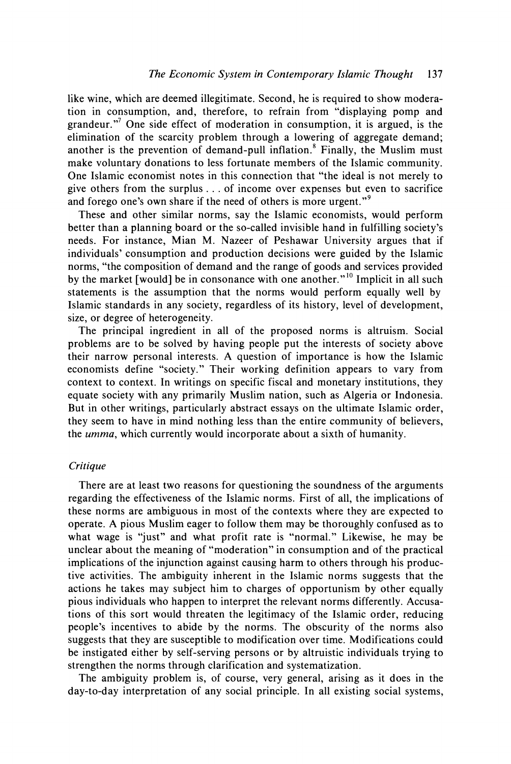like wine, which are deemed illegitimate. Second, he is required to show moderation in consumption, and, therefore, to refrain from "displaying pomp and grandeur."[7] One side effect of moderation in consumption, it is argued, is the elimination of the scarcity problem through a lowering of aggregate demand; another is the prevention of demand-pull inflation.[8] Finally, the Muslim must make voluntary donations to less fortunate members of the Islamic community. One Islamic economist notes in this connection that "the ideal is not merely to give others from the surplus . . . of income over expenses but even to sacrifice and forego one's own share if the need of others is more urgent."[9]

These and other similar norms, say the Islamic economists, would perform better than a planning board or the so-called invisible hand in fulfilling society's needs. For instance, Mian M. Nazeer of Peshawar University argues that if individuals' consumption and production decisions were guided by the Islamic norms, "the composition of demand and the range of goods and services provided by the market [would] be in consonance with one another."[10] Implicit in all such statements is the assumption that the norms would perform equally well by Islamic standards in any society, regardless of its history, level of development, size, or degree of heterogeneity.

The principal ingredient in all of the proposed norms is altruism. Social problems are to be solved by having people put the interests of society above their narrow personal interests. A question of importance is how the Islamic economists define "society." Their working definition appears to vary from context to context. In writings on specific fiscal and monetary institutions, they equate society with any primarily Muslim nation, such as Algeria or Indonesia. But in other writings, particularly abstract essays on the ultimate Islamic order, they seem to have in mind nothing less than the entire community of believers, the *umma*, which currently would incorporate about a sixth of humanity.

### *Critique*

There are at least two reasons for questioning the soundness of the arguments regarding the effectiveness of the Islamic norms. First of all, the implications of these norms are ambiguous in most of the contexts where they are expected to operate. A pious Muslim eager to follow them may be thoroughly confused as to what wage is "just" and what profit rate is "normal." Likewise, he may be unclear about the meaning of "moderation" in consumption and of the practical implications of the injunction against causing harm to others through his productive activities. The ambiguity inherent in the Islamic norms suggests that the actions he takes may subject him to charges of opportunism by other equally pious individuals who happen to interpret the relevant norms differently. Accusations of this sort would threaten the legitimacy of the Islamic order, reducing people's incentives to abide by the norms. The obscurity of the norms also suggests that they are susceptible to modification over time. Modifications could be instigated either by self-serving persons or by altruistic individuals trying to strengthen the norms through clarification and systematization.

The ambiguity problem is, of course, very general, arising as it does in the day-to-day interpretation of any social principle. In all existing social systems,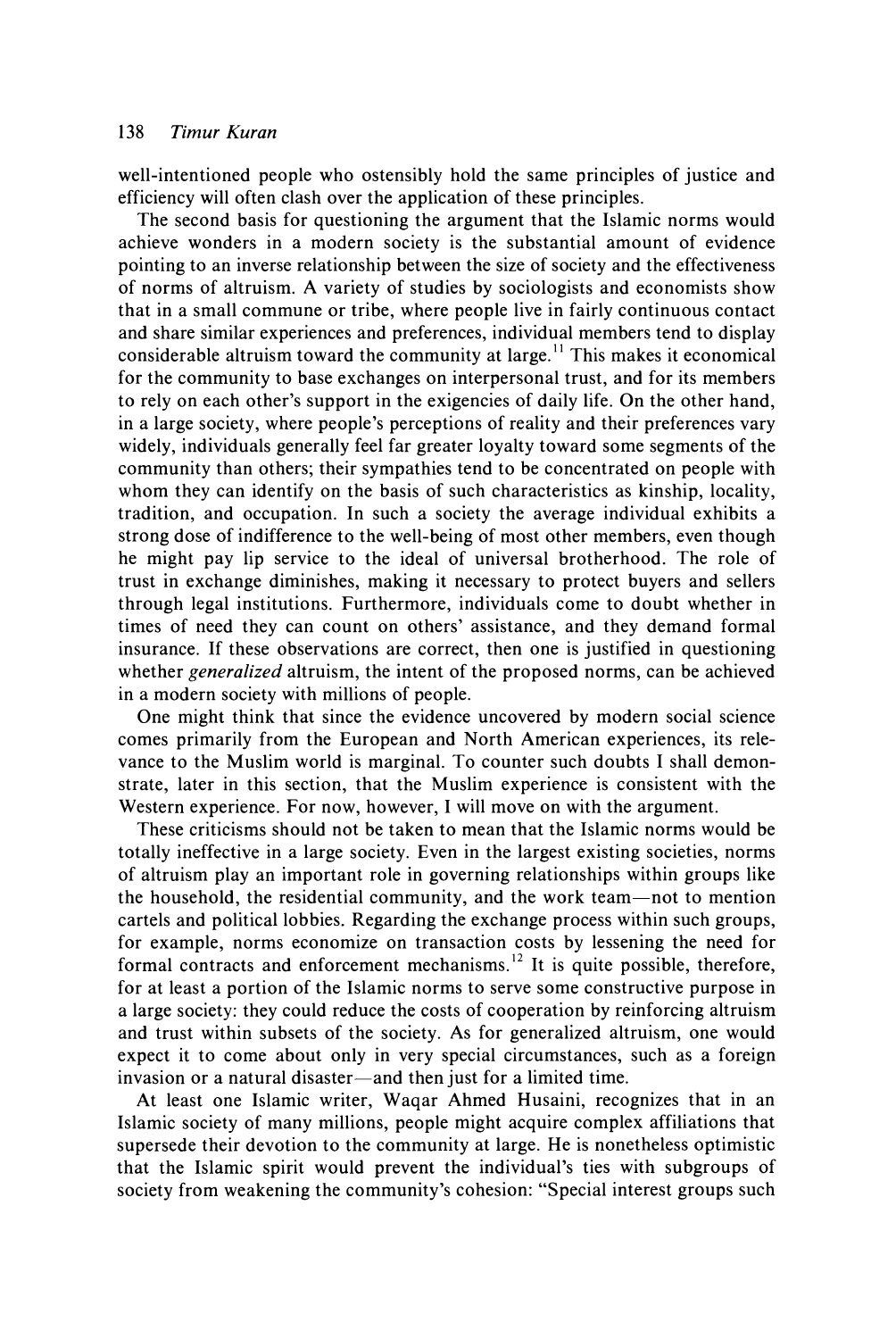well-intentioned people who ostensibly hold the same principles of justice and efficiency will often clash over the application of these principles.

The second basis for questioning the argument that the Islamic norms would achieve wonders in a modern society is the substantial amount of evidence pointing to an inverse relationship between the size of society and the effectiveness of norms of altruism. A variety of studies by sociologists and economists show that in a small commune or tribe, where people live in fairly continuous contact and share similar experiences and preferences, individual members tend to display considerable altruism toward the community at large.[11] This makes it economical for the community to base exchanges on interpersonal trust, and for its members to rely on each other's support in the exigencies of daily life. On the other hand, in a large society, where people's perceptions of reality and their preferences vary widely, individuals generally feel far greater loyalty toward some segments of the community than others; their sympathies tend to be concentrated on people with whom they can identify on the basis of such characteristics as kinship, locality, tradition, and occupation. In such a society the average individual exhibits a strong dose of indifference to the well-being of most other members, even though he might pay lip service to the ideal of universal brotherhood. The role of trust in exchange diminishes, making it necessary to protect buyers and sellers through legal institutions. Furthermore, individuals come to doubt whether in times of need they can count on others' assistance, and they demand formal insurance. If these observations are correct, then one is justified in questioning whether *generalized* altruism, the intent of the proposed norms, can be achieved in a modern society with millions of people.

One might think that since the evidence uncovered by modern social science comes primarily from the European and North American experiences, its relevance to the Muslim world is marginal. To counter such doubts I shall demonstrate, later in this section, that the Muslim experience is consistent with the Western experience. For now, however, I will move on with the argument.

These criticisms should not be taken to mean that the Islamic norms would be totally ineffective in a large society. Even in the largest existing societies, norms of altruism play an important role in governing relationships within groups like the household, the residential community, and the work team—not to mention cartels and political lobbies. Regarding the exchange process within such groups, for example, norms economize on transaction costs by lessening the need for formal contracts and enforcement mechanisms.[12] It is quite possible, therefore, for at least a portion of the Islamic norms to serve some constructive purpose in a large society: they could reduce the costs of cooperation by reinforcing altruism and trust within subsets of the society. As for generalized altruism, one would expect it to come about only in very special circumstances, such as a foreign invasion or a natural disaster—and then just for a limited time.

At least one Islamic writer, Waqar Ahmed Husaini, recognizes that in an Islamic society of many millions, people might acquire complex affiliations that supersede their devotion to the community at large. He is nonetheless optimistic that the Islamic spirit would prevent the individual's ties with subgroups of society from weakening the community's cohesion: "Special interest groups such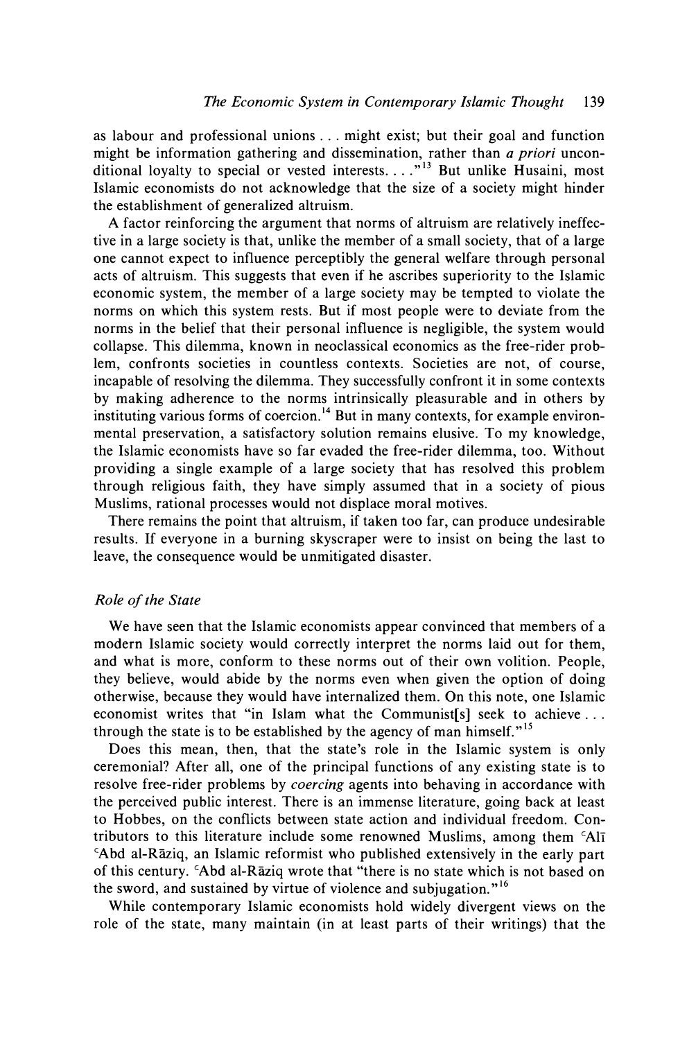as labour and professional unions . . . might exist; but their goal and function might be information gathering and dissemination, rather than *a priori* unconditional loyalty to special or vested interests. . . ."[13] But unlike Husaini, most Islamic economists do not acknowledge that the size of a society might hinder the establishment of generalized altruism.

A factor reinforcing the argument that norms of altruism are relatively ineffective in a large society is that, unlike the member of a small society, that of a large one cannot expect to influence perceptibly the general welfare through personal acts of altruism. This suggests that even if he ascribes superiority to the Islamic economic system, the member of a large society may be tempted to violate the norms on which this system rests. But if most people were to deviate from the norms in the belief that their personal influence is negligible, the system would collapse. This dilemma, known in neoclassical economics as the free-rider problem, confronts societies in countless contexts. Societies are not, of course, incapable of resolving the dilemma. They successfully confront it in some contexts by making adherence to the norms intrinsically pleasurable and in others by instituting various forms of coercion.[14] But in many contexts, for example environmental preservation, a satisfactory solution remains elusive. To my knowledge, the Islamic economists have so far evaded the free-rider dilemma, too. Without providing a single example of a large society that has resolved this problem through religious faith, they have simply assumed that in a society of pious Muslims, rational processes would not displace moral motives.

There remains the point that altruism, if taken too far, can produce undesirable results. If everyone in a burning skyscraper were to insist on being the last to leave, the consequence would be unmitigated disaster.

### *Role of the State*

We have seen that the Islamic economists appear convinced that members of a modern Islamic society would correctly interpret the norms laid out for them, and what is more, conform to these norms out of their own volition. People, they believe, would abide by the norms even when given the option of doing otherwise, because they would have internalized them. On this note, one Islamic economist writes that "in Islam what the Communist[s] seek to achieve . . . through the state is to be established by the agency of man himself."[15]

Does this mean, then, that the state's role in the Islamic system is only ceremonial? After all, one of the principal functions of any existing state is to resolve free-rider problems by *coercing* agents into behaving in accordance with the perceived public interest. There is an immense literature, going back at least to Hobbes, on the conflicts between state action and individual freedom. Contributors to this literature include some renowned Muslims, among them ʿAlī ʿAbd al-Rāziq, an Islamic reformist who published extensively in the early part of this century. ʿAbd al-Rāziq wrote that "there is no state which is not based on the sword, and sustained by virtue of violence and subjugation."[16]

While contemporary Islamic economists hold widely divergent views on the role of the state, many maintain (in at least parts of their writings) that the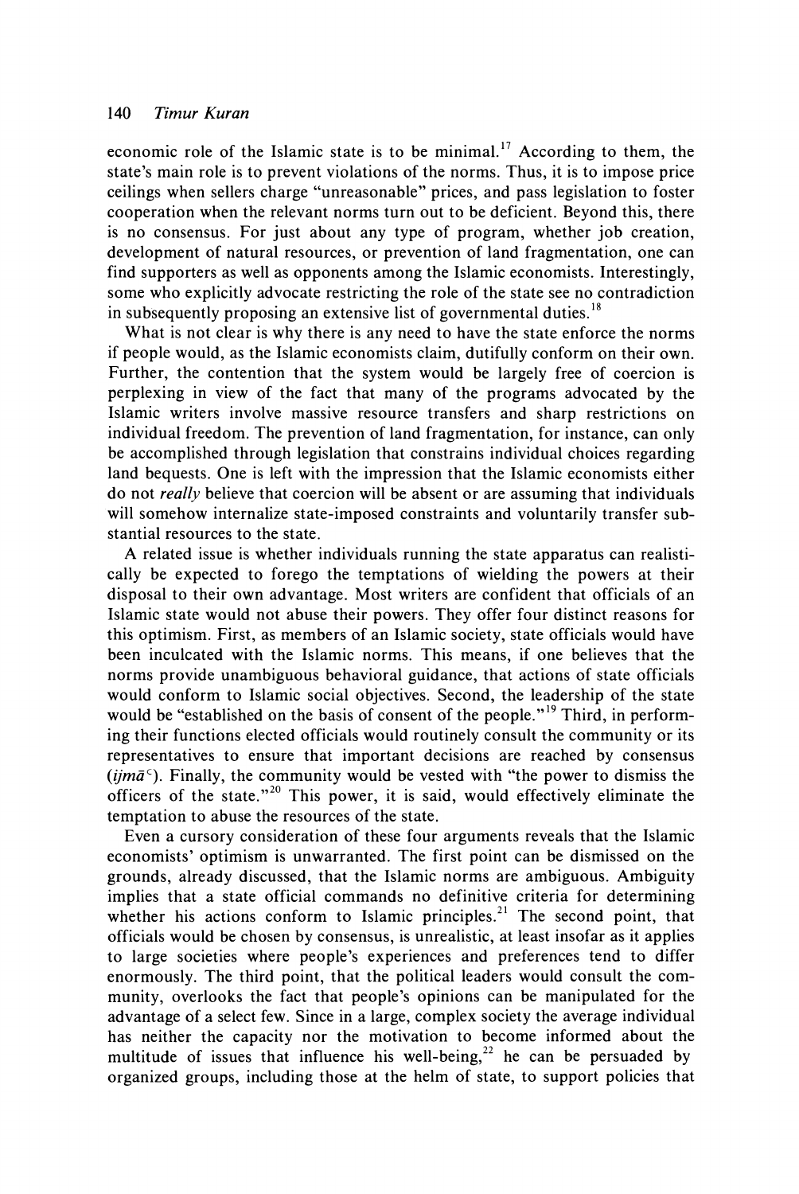economic role of the Islamic state is to be minimal.[17] According to them, the state's main role is to prevent violations of the norms. Thus, it is to impose price ceilings when sellers charge "unreasonable" prices, and pass legislation to foster cooperation when the relevant norms turn out to be deficient. Beyond this, there is no consensus. For just about any type of program, whether job creation, development of natural resources, or prevention of land fragmentation, one can find supporters as well as opponents among the Islamic economists. Interestingly, some who explicitly advocate restricting the role of the state see no contradiction in subsequently proposing an extensive list of governmental duties.[18]

What is not clear is why there is any need to have the state enforce the norms if people would, as the Islamic economists claim, dutifully conform on their own. Further, the contention that the system would be largely free of coercion is perplexing in view of the fact that many of the programs advocated by the Islamic writers involve massive resource transfers and sharp restrictions on individual freedom. The prevention of land fragmentation, for instance, can only be accomplished through legislation that constrains individual choices regarding land bequests. One is left with the impression that the Islamic economists either do not *really* believe that coercion will be absent or are assuming that individuals will somehow internalize state-imposed constraints and voluntarily transfer substantial resources to the state.

A related issue is whether individuals running the state apparatus can realistically be expected to forego the temptations of wielding the powers at their disposal to their own advantage. Most writers are confident that officials of an Islamic state would not abuse their powers. They offer four distinct reasons for this optimism. First, as members of an Islamic society, state officials would have been inculcated with the Islamic norms. This means, if one believes that the norms provide unambiguous behavioral guidance, that actions of state officials would conform to Islamic social objectives. Second, the leadership of the state would be "established on the basis of consent of the people."[19] Third, in performing their functions elected officials would routinely consult the community or its representatives to ensure that important decisions are reached by consensus (*ijmāʿ*). Finally, the community would be vested with "the power to dismiss the officers of the state."[20] This power, it is said, would effectively eliminate the temptation to abuse the resources of the state.

Even a cursory consideration of these four arguments reveals that the Islamic economists' optimism is unwarranted. The first point can be dismissed on the grounds, already discussed, that the Islamic norms are ambiguous. Ambiguity implies that a state official commands no definitive criteria for determining whether his actions conform to Islamic principles.[21] The second point, that officials would be chosen by consensus, is unrealistic, at least insofar as it applies to large societies where people's experiences and preferences tend to differ enormously. The third point, that the political leaders would consult the community, overlooks the fact that people's opinions can be manipulated for the advantage of a select few. Since in a large, complex society the average individual has neither the capacity nor the motivation to become informed about the multitude of issues that influence his well-being,[22] he can be persuaded by organized groups, including those at the helm of state, to support policies that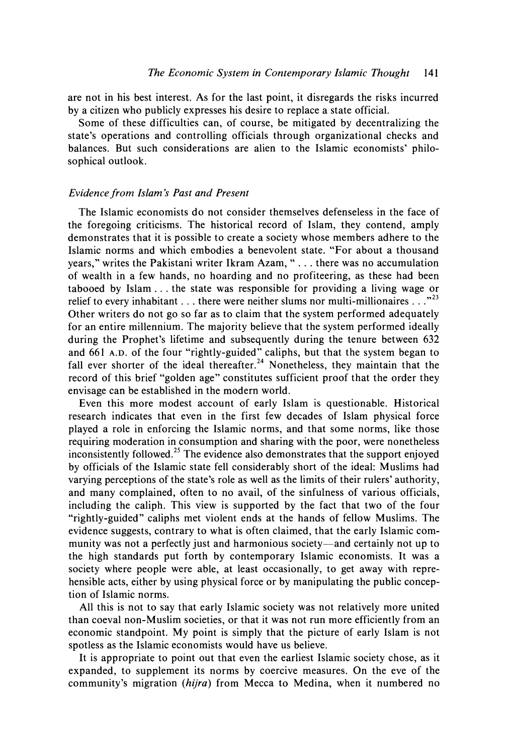are not in his best interest. As for the last point, it disregards the risks incurred by a citizen who publicly expresses his desire to replace a state official.

Some of these difficulties can, of course, be mitigated by decentralizing the state's operations and controlling officials through organizational checks and balances. But such considerations are alien to the Islamic economists' philosophical outlook.

### *Evidence from Islam's Past and Present*

The Islamic economists do not consider themselves defenseless in the face of the foregoing criticisms. The historical record of Islam, they contend, amply demonstrates that it is possible to create a society whose members adhere to the Islamic norms and which embodies a benevolent state. "For about a thousand years," writes the Pakistani writer Ikram Azam, ". . . there was no accumulation of wealth in a few hands, no hoarding and no profiteering, as these had been tabooed by Islam . . . the state was responsible for providing a living wage or relief to every inhabitant . . . there were neither slums nor multi-millionaires . . ."[23] Other writers do not go so far as to claim that the system performed adequately for an entire millennium. The majority believe that the system performed ideally during the Prophet's lifetime and subsequently during the tenure between 632 and 661 A.D. of the four "rightly-guided" caliphs, but that the system began to fall ever shorter of the ideal thereafter.[24] Nonetheless, they maintain that the record of this brief "golden age" constitutes sufficient proof that the order they envisage can be established in the modern world.

Even this more modest account of early Islam is questionable. Historical research indicates that even in the first few decades of Islam physical force played a role in enforcing the Islamic norms, and that some norms, like those requiring moderation in consumption and sharing with the poor, were nonetheless inconsistently followed.[25] The evidence also demonstrates that the support enjoyed by officials of the Islamic state fell considerably short of the ideal: Muslims had varying perceptions of the state's role as well as the limits of their rulers' authority, and many complained, often to no avail, of the sinfulness of various officials, including the caliph. This view is supported by the fact that two of the four "rightly-guided" caliphs met violent ends at the hands of fellow Muslims. The evidence suggests, contrary to what is often claimed, that the early Islamic community was not a perfectly just and harmonious society—and certainly not up to the high standards put forth by contemporary Islamic economists. It was a society where people were able, at least occasionally, to get away with reprehensible acts, either by using physical force or by manipulating the public conception of Islamic norms.

All this is not to say that early Islamic society was not relatively more united than coeval non-Muslim societies, or that it was not run more efficiently from an economic standpoint. My point is simply that the picture of early Islam is not spotless as the Islamic economists would have us believe.

It is appropriate to point out that even the earliest Islamic society chose, as it expanded, to supplement its norms by coercive measures. On the eve of the community's migration (*hijra*) from Mecca to Medina, when it numbered no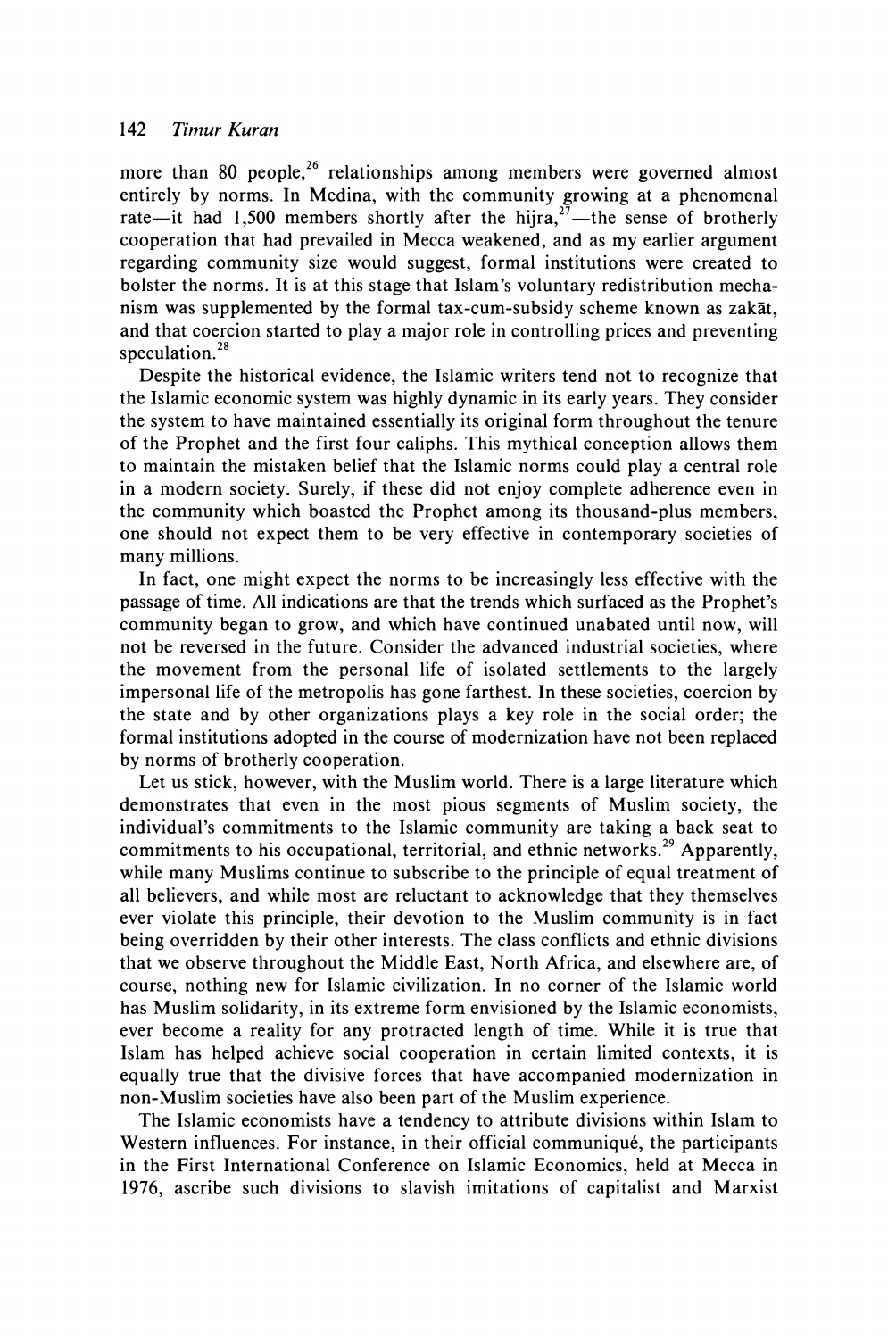more than 80 people,[26] relationships among members were governed almost entirely by norms. In Medina, with the community growing at a phenomenal rate—it had 1,500 members shortly after the hijra,[27]—the sense of brotherly cooperation that had prevailed in Mecca weakened, and as my earlier argument regarding community size would suggest, formal institutions were created to bolster the norms. It is at this stage that Islam's voluntary redistribution mechanism was supplemented by the formal tax-cum-subsidy scheme known as zakāt, and that coercion started to play a major role in controlling prices and preventing speculation.[28]

Despite the historical evidence, the Islamic writers tend not to recognize that the Islamic economic system was highly dynamic in its early years. They consider the system to have maintained essentially its original form throughout the tenure of the Prophet and the first four caliphs. This mythical conception allows them to maintain the mistaken belief that the Islamic norms could play a central role in a modern society. Surely, if these did not enjoy complete adherence even in the community which boasted the Prophet among its thousand-plus members, one should not expect them to be very effective in contemporary societies of many millions.

In fact, one might expect the norms to be increasingly less effective with the passage of time. All indications are that the trends which surfaced as the Prophet's community began to grow, and which have continued unabated until now, will not be reversed in the future. Consider the advanced industrial societies, where the movement from the personal life of isolated settlements to the largely impersonal life of the metropolis has gone farthest. In these societies, coercion by the state and by other organizations plays a key role in the social order; the formal institutions adopted in the course of modernization have not been replaced by norms of brotherly cooperation.

Let us stick, however, with the Muslim world. There is a large literature which demonstrates that even in the most pious segments of Muslim society, the individual's commitments to the Islamic community are taking a back seat to commitments to his occupational, territorial, and ethnic networks.[29] Apparently, while many Muslims continue to subscribe to the principle of equal treatment of all believers, and while most are reluctant to acknowledge that they themselves ever violate this principle, their devotion to the Muslim community is in fact being overridden by their other interests. The class conflicts and ethnic divisions that we observe throughout the Middle East, North Africa, and elsewhere are, of course, nothing new for Islamic civilization. In no corner of the Islamic world has Muslim solidarity, in its extreme form envisioned by the Islamic economists, ever become a reality for any protracted length of time. While it is true that Islam has helped achieve social cooperation in certain limited contexts, it is equally true that the divisive forces that have accompanied modernization in non-Muslim societies have also been part of the Muslim experience.

The Islamic economists have a tendency to attribute divisions within Islam to Western influences. For instance, in their official communiqué, the participants in the First International Conference on Islamic Economics, held at Mecca in 1976, ascribe such divisions to slavish imitations of capitalist and Marxist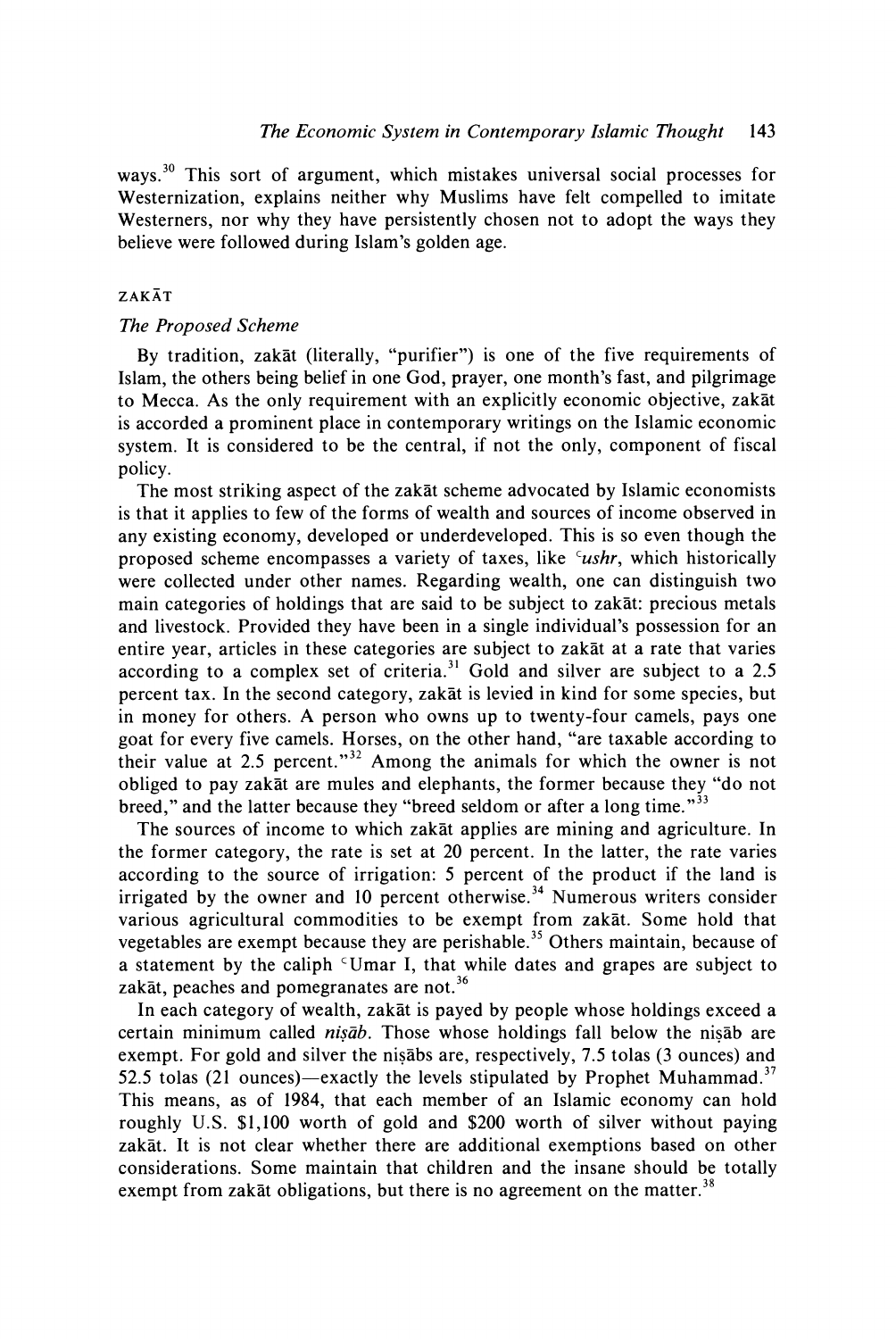ways.[30] This sort of argument, which mistakes universal social processes for Westernization, explains neither why Muslims have felt compelled to imitate Westerners, nor why they have persistently chosen not to adopt the ways they believe were followed during Islam's golden age.

## ZAKĀT

### *The Proposed Scheme*

By tradition, zakāt (literally, "purifier") is one of the five requirements of Islam, the others being belief in one God, prayer, one month's fast, and pilgrimage to Mecca. As the only requirement with an explicitly economic objective, zakāt is accorded a prominent place in contemporary writings on the Islamic economic system. It is considered to be the central, if not the only, component of fiscal policy.

The most striking aspect of the zakāt scheme advocated by Islamic economists is that it applies to few of the forms of wealth and sources of income observed in any existing economy, developed or underdeveloped. This is so even though the proposed scheme encompasses a variety of taxes, like *ᶜushr*, which historically were collected under other names. Regarding wealth, one can distinguish two main categories of holdings that are said to be subject to zakāt: precious metals and livestock. Provided they have been in a single individual's possession for an entire year, articles in these categories are subject to zakāt at a rate that varies according to a complex set of criteria.[31] Gold and silver are subject to a 2.5 percent tax. In the second category, zakāt is levied in kind for some species, but in money for others. A person who owns up to twenty-four camels, pays one goat for every five camels. Horses, on the other hand, "are taxable according to their value at 2.5 percent."[32] Among the animals for which the owner is not obliged to pay zakāt are mules and elephants, the former because they "do not breed," and the latter because they "breed seldom or after a long time."[33]

The sources of income to which zakāt applies are mining and agriculture. In the former category, the rate is set at 20 percent. In the latter, the rate varies according to the source of irrigation: 5 percent of the product if the land is irrigated by the owner and 10 percent otherwise.[34] Numerous writers consider various agricultural commodities to be exempt from zakāt. Some hold that vegetables are exempt because they are perishable.[35] Others maintain, because of a statement by the caliph ᶜUmar I, that while dates and grapes are subject to zakāt, peaches and pomegranates are not.[36]

In each category of wealth, zakāt is payed by people whose holdings exceed a certain minimum called *niṣāb*. Those whose holdings fall below the niṣāb are exempt. For gold and silver the niṣābs are, respectively, 7.5 tolas (3 ounces) and 52.5 tolas (21 ounces)—exactly the levels stipulated by Prophet Muhammad.[37] This means, as of 1984, that each member of an Islamic economy can hold roughly U.S. $1,100 worth of gold and $200 worth of silver without paying zakāt. It is not clear whether there are additional exemptions based on other considerations. Some maintain that children and the insane should be totally exempt from zakāt obligations, but there is no agreement on the matter.[38]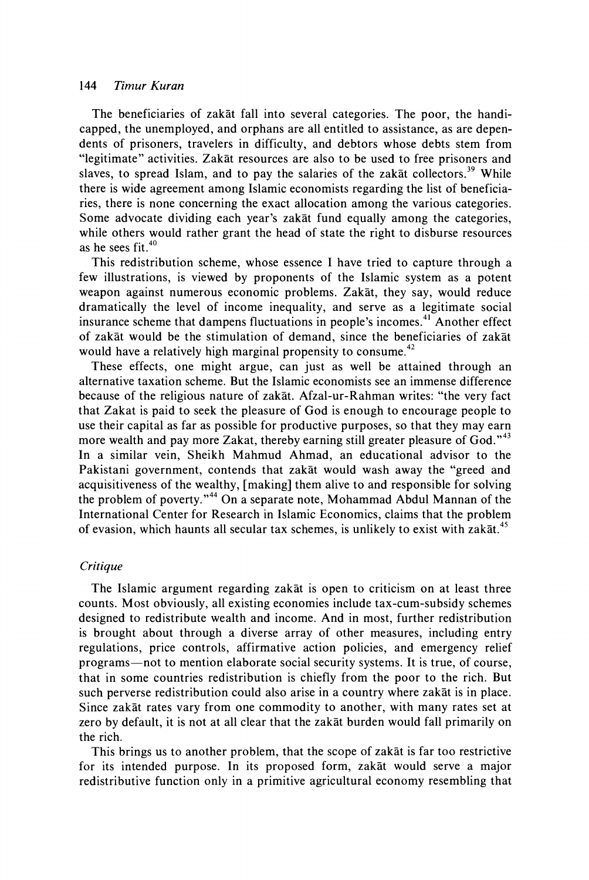The beneficiaries of zakāt fall into several categories. The poor, the handicapped, the unemployed, and orphans are all entitled to assistance, as are dependents of prisoners, travelers in difficulty, and debtors whose debts stem from "legitimate" activities. Zakāt resources are also to be used to free prisoners and slaves, to spread Islam, and to pay the salaries of the zakāt collectors.[39] While there is wide agreement among Islamic economists regarding the list of beneficiaries, there is none concerning the exact allocation among the various categories. Some advocate dividing each year's zakāt fund equally among the categories, while others would rather grant the head of state the right to disburse resources as he sees fit.[40]

This redistribution scheme, whose essence I have tried to capture through a few illustrations, is viewed by proponents of the Islamic system as a potent weapon against numerous economic problems. Zakāt, they say, would reduce dramatically the level of income inequality, and serve as a legitimate social insurance scheme that dampens fluctuations in people's incomes.[41] Another effect of zakāt would be the stimulation of demand, since the beneficiaries of zakāt would have a relatively high marginal propensity to consume.[42]

These effects, one might argue, can just as well be attained through an alternative taxation scheme. But the Islamic economists see an immense difference because of the religious nature of zakāt. Afzal-ur-Rahman writes: "the very fact that Zakat is paid to seek the pleasure of God is enough to encourage people to use their capital as far as possible for productive purposes, so that they may earn more wealth and pay more Zakat, thereby earning still greater pleasure of God."[43] In a similar vein, Sheikh Mahmud Ahmad, an educational advisor to the Pakistani government, contends that zakāt would wash away the "greed and acquisitiveness of the wealthy, [making] them alive to and responsible for solving the problem of poverty."[44] On a separate note, Mohammad Abdul Mannan of the International Center for Research in Islamic Economics, claims that the problem of evasion, which haunts all secular tax schemes, is unlikely to exist with zakāt.[45]

### *Critique*

The Islamic argument regarding zakāt is open to criticism on at least three counts. Most obviously, all existing economies include tax-cum-subsidy schemes designed to redistribute wealth and income. And in most, further redistribution is brought about through a diverse array of other measures, including entry regulations, price controls, affirmative action policies, and emergency relief programs—not to mention elaborate social security systems. It is true, of course, that in some countries redistribution is chiefly from the poor to the rich. But such perverse redistribution could also arise in a country where zakāt is in place. Since zakāt rates vary from one commodity to another, with many rates set at zero by default, it is not at all clear that the zakāt burden would fall primarily on the rich.

This brings us to another problem, that the scope of zakāt is far too restrictive for its intended purpose. In its proposed form, zakāt would serve a major redistributive function only in a primitive agricultural economy resembling that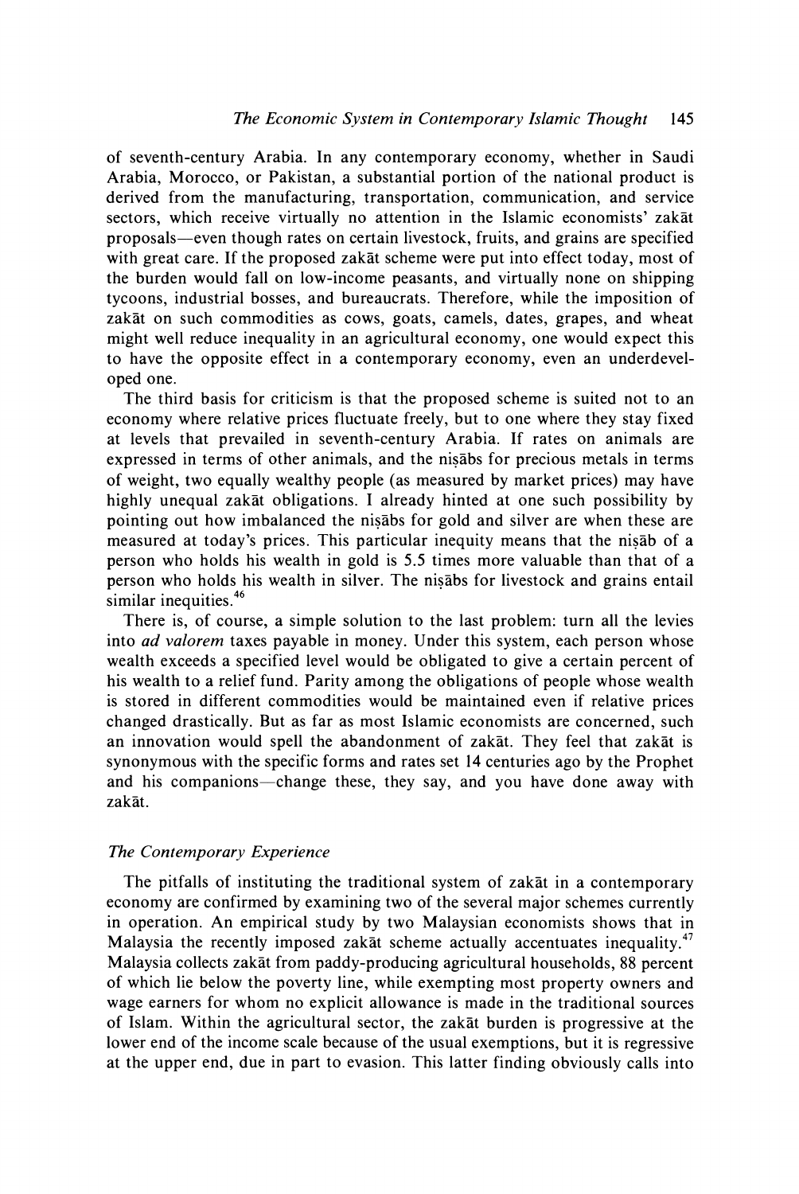of seventh-century Arabia. In any contemporary economy, whether in Saudi Arabia, Morocco, or Pakistan, a substantial portion of the national product is derived from the manufacturing, transportation, communication, and service sectors, which receive virtually no attention in the Islamic economists' zakāt proposals—even though rates on certain livestock, fruits, and grains are specified with great care. If the proposed zakāt scheme were put into effect today, most of the burden would fall on low-income peasants, and virtually none on shipping tycoons, industrial bosses, and bureaucrats. Therefore, while the imposition of zakāt on such commodities as cows, goats, camels, dates, grapes, and wheat might well reduce inequality in an agricultural economy, one would expect this to have the opposite effect in a contemporary economy, even an underdeveloped one.

The third basis for criticism is that the proposed scheme is suited not to an economy where relative prices fluctuate freely, but to one where they stay fixed at levels that prevailed in seventh-century Arabia. If rates on animals are expressed in terms of other animals, and the niṣābs for precious metals in terms of weight, two equally wealthy people (as measured by market prices) may have highly unequal zakāt obligations. I already hinted at one such possibility by pointing out how imbalanced the niṣābs for gold and silver are when these are measured at today's prices. This particular inequity means that the niṣāb of a person who holds his wealth in gold is 5.5 times more valuable than that of a person who holds his wealth in silver. The niṣābs for livestock and grains entail similar inequities.[46]

There is, of course, a simple solution to the last problem: turn all the levies into *ad valorem* taxes payable in money. Under this system, each person whose wealth exceeds a specified level would be obligated to give a certain percent of his wealth to a relief fund. Parity among the obligations of people whose wealth is stored in different commodities would be maintained even if relative prices changed drastically. But as far as most Islamic economists are concerned, such an innovation would spell the abandonment of zakāt. They feel that zakāt is synonymous with the specific forms and rates set 14 centuries ago by the Prophet and his companions—change these, they say, and you have done away with zakāt.

### *The Contemporary Experience*

The pitfalls of instituting the traditional system of zakāt in a contemporary economy are confirmed by examining two of the several major schemes currently in operation. An empirical study by two Malaysian economists shows that in Malaysia the recently imposed zakāt scheme actually accentuates inequality.[47] Malaysia collects zakāt from paddy-producing agricultural households, 88 percent of which lie below the poverty line, while exempting most property owners and wage earners for whom no explicit allowance is made in the traditional sources of Islam. Within the agricultural sector, the zakāt burden is progressive at the lower end of the income scale because of the usual exemptions, but it is regressive at the upper end, due in part to evasion. This latter finding obviously calls into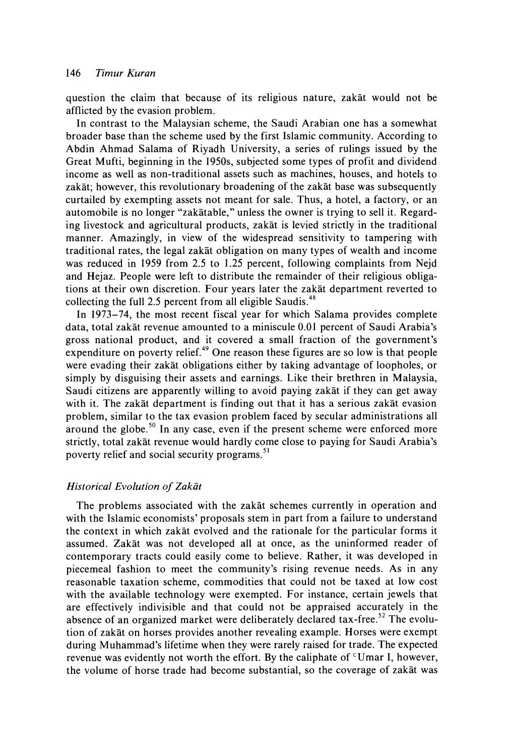question the claim that because of its religious nature, zakāt would not be afflicted by the evasion problem.

In contrast to the Malaysian scheme, the Saudi Arabian one has a somewhat broader base than the scheme used by the first Islamic community. According to Abdin Ahmad Salama of Riyadh University, a series of rulings issued by the Great Mufti, beginning in the 1950s, subjected some types of profit and dividend income as well as non-traditional assets such as machines, houses, and hotels to zakāt; however, this revolutionary broadening of the zakāt base was subsequently curtailed by exempting assets not meant for sale. Thus, a hotel, a factory, or an automobile is no longer "zakātable," unless the owner is trying to sell it. Regarding livestock and agricultural products, zakāt is levied strictly in the traditional manner. Amazingly, in view of the widespread sensitivity to tampering with traditional rates, the legal zakāt obligation on many types of wealth and income was reduced in 1959 from 2.5 to 1.25 percent, following complaints from Nejd and Hejaz. People were left to distribute the remainder of their religious obligations at their own discretion. Four years later the zakāt department reverted to collecting the full 2.5 percent from all eligible Saudis.[48]

In 1973–74, the most recent fiscal year for which Salama provides complete data, total zakāt revenue amounted to a miniscule 0.01 percent of Saudi Arabia's gross national product, and it covered a small fraction of the government's expenditure on poverty relief.[49] One reason these figures are so low is that people were evading their zakāt obligations either by taking advantage of loopholes, or simply by disguising their assets and earnings. Like their brethren in Malaysia, Saudi citizens are apparently willing to avoid paying zakāt if they can get away with it. The zakāt department is finding out that it has a serious zakāt evasion problem, similar to the tax evasion problem faced by secular administrations all around the globe.[50] In any case, even if the present scheme were enforced more strictly, total zakāt revenue would hardly come close to paying for Saudi Arabia's poverty relief and social security programs.[51]

### *Historical Evolution of Zakāt*

The problems associated with the zakāt schemes currently in operation and with the Islamic economists' proposals stem in part from a failure to understand the context in which zakāt evolved and the rationale for the particular forms it assumed. Zakāt was not developed all at once, as the uninformed reader of contemporary tracts could easily come to believe. Rather, it was developed in piecemeal fashion to meet the community's rising revenue needs. As in any reasonable taxation scheme, commodities that could not be taxed at low cost with the available technology were exempted. For instance, certain jewels that are effectively indivisible and that could not be appraised accurately in the absence of an organized market were deliberately declared tax-free.[52] The evolution of zakāt on horses provides another revealing example. Horses were exempt during Muhammad's lifetime when they were rarely raised for trade. The expected revenue was evidently not worth the effort. By the caliphate of ʿUmar I, however, the volume of horse trade had become substantial, so the coverage of zakāt was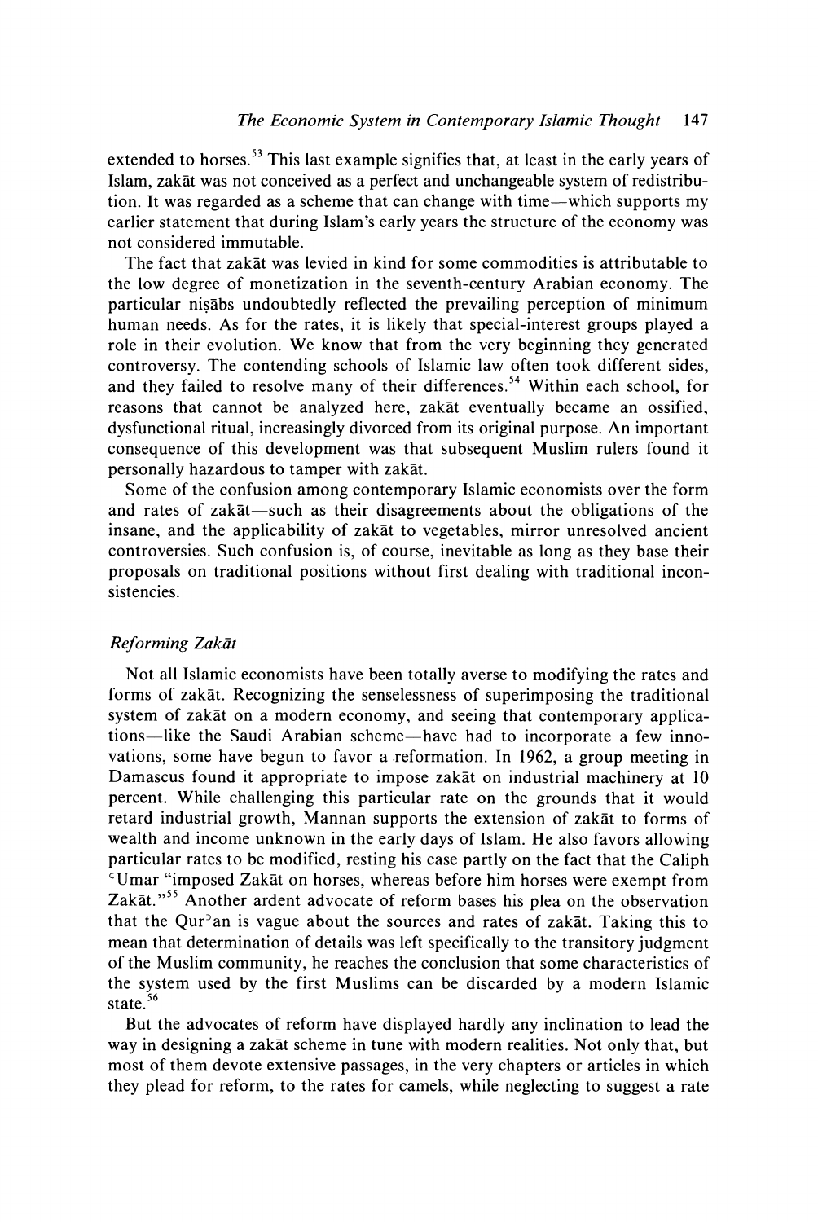extended to horses.[53] This last example signifies that, at least in the early years of Islam, zakāt was not conceived as a perfect and unchangeable system of redistribution. It was regarded as a scheme that can change with time—which supports my earlier statement that during Islam's early years the structure of the economy was not considered immutable.

The fact that zakāt was levied in kind for some commodities is attributable to the low degree of monetization in the seventh-century Arabian economy. The particular niṣābs undoubtedly reflected the prevailing perception of minimum human needs. As for the rates, it is likely that special-interest groups played a role in their evolution. We know that from the very beginning they generated controversy. The contending schools of Islamic law often took different sides, and they failed to resolve many of their differences.[54] Within each school, for reasons that cannot be analyzed here, zakāt eventually became an ossified, dysfunctional ritual, increasingly divorced from its original purpose. An important consequence of this development was that subsequent Muslim rulers found it personally hazardous to tamper with zakāt.

Some of the confusion among contemporary Islamic economists over the form and rates of zakāt—such as their disagreements about the obligations of the insane, and the applicability of zakāt to vegetables, mirror unresolved ancient controversies. Such confusion is, of course, inevitable as long as they base their proposals on traditional positions without first dealing with traditional inconsistencies.

### *Reforming Zakāt*

Not all Islamic economists have been totally averse to modifying the rates and forms of zakāt. Recognizing the senselessness of superimposing the traditional system of zakāt on a modern economy, and seeing that contemporary applications—like the Saudi Arabian scheme—have had to incorporate a few innovations, some have begun to favor a reformation. In 1962, a group meeting in Damascus found it appropriate to impose zakāt on industrial machinery at 10 percent. While challenging this particular rate on the grounds that it would retard industrial growth, Mannan supports the extension of zakāt to forms of wealth and income unknown in the early days of Islam. He also favors allowing particular rates to be modified, resting his case partly on the fact that the Caliph ʿUmar "imposed Zakāt on horses, whereas before him horses were exempt from Zakāt."[55] Another ardent advocate of reform bases his plea on the observation that the Qurʾan is vague about the sources and rates of zakāt. Taking this to mean that determination of details was left specifically to the transitory judgment of the Muslim community, he reaches the conclusion that some characteristics of the system used by the first Muslims can be discarded by a modern Islamic state.[56]

But the advocates of reform have displayed hardly any inclination to lead the way in designing a zakāt scheme in tune with modern realities. Not only that, but most of them devote extensive passages, in the very chapters or articles in which they plead for reform, to the rates for camels, while neglecting to suggest a rate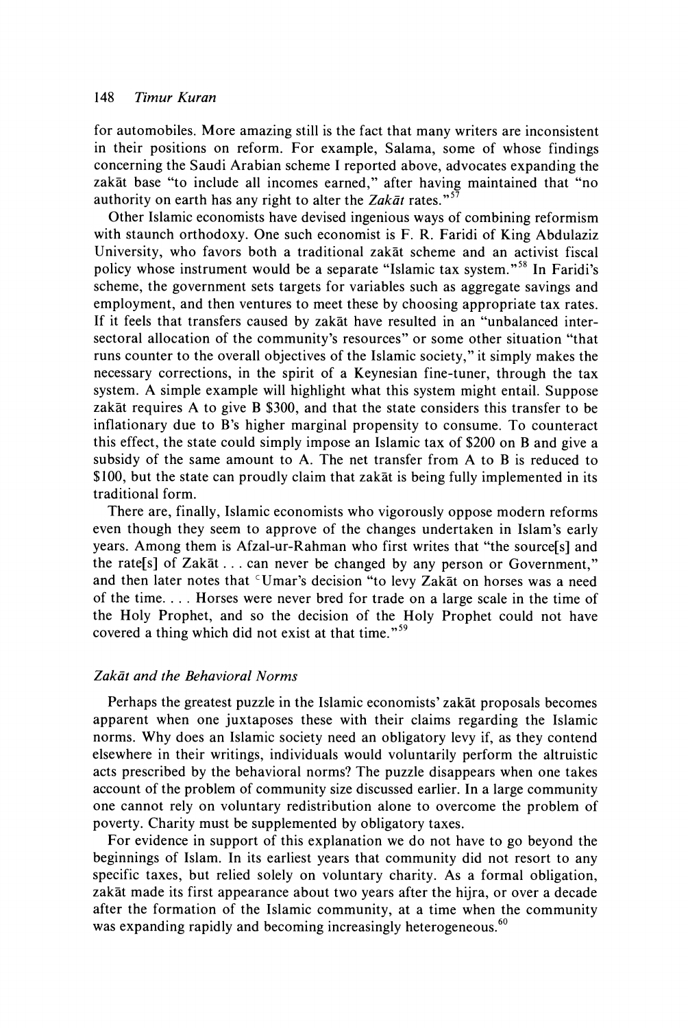for automobiles. More amazing still is the fact that many writers are inconsistent in their positions on reform. For example, Salama, some of whose findings concerning the Saudi Arabian scheme I reported above, advocates expanding the zakāt base "to include all incomes earned," after having maintained that "no authority on earth has any right to alter the *Zakāt* rates."[57]

Other Islamic economists have devised ingenious ways of combining reformism with staunch orthodoxy. One such economist is F. R. Faridi of King Abdulaziz University, who favors both a traditional zakāt scheme and an activist fiscal policy whose instrument would be a separate "Islamic tax system."[58] In Faridi's scheme, the government sets targets for variables such as aggregate savings and employment, and then ventures to meet these by choosing appropriate tax rates. If it feels that transfers caused by zakāt have resulted in an "unbalanced inter-sectoral allocation of the community's resources" or some other situation "that runs counter to the overall objectives of the Islamic society," it simply makes the necessary corrections, in the spirit of a Keynesian fine-tuner, through the tax system. A simple example will highlight what this system might entail. Suppose zakāt requires A to give B $300, and that the state considers this transfer to be inflationary due to B's higher marginal propensity to consume. To counteract this effect, the state could simply impose an Islamic tax of $200 on B and give a subsidy of the same amount to A. The net transfer from A to B is reduced to $100, but the state can proudly claim that zakāt is being fully implemented in its traditional form.

There are, finally, Islamic economists who vigorously oppose modern reforms even though they seem to approve of the changes undertaken in Islam's early years. Among them is Afzal-ur-Rahman who first writes that "the source[s] and the rate[s] of Zakāt . . . can never be changed by any person or Government," and then later notes that ᶜUmar's decision "to levy Zakāt on horses was a need of the time. . . . Horses were never bred for trade on a large scale in the time of the Holy Prophet, and so the decision of the Holy Prophet could not have covered a thing which did not exist at that time."[59]

### *Zakāt and the Behavioral Norms*

Perhaps the greatest puzzle in the Islamic economists' zakāt proposals becomes apparent when one juxtaposes these with their claims regarding the Islamic norms. Why does an Islamic society need an obligatory levy if, as they contend elsewhere in their writings, individuals would voluntarily perform the altruistic acts prescribed by the behavioral norms? The puzzle disappears when one takes account of the problem of community size discussed earlier. In a large community one cannot rely on voluntary redistribution alone to overcome the problem of poverty. Charity must be supplemented by obligatory taxes.

For evidence in support of this explanation we do not have to go beyond the beginnings of Islam. In its earliest years that community did not resort to any specific taxes, but relied solely on voluntary charity. As a formal obligation, zakāt made its first appearance about two years after the hijra, or over a decade after the formation of the Islamic community, at a time when the community was expanding rapidly and becoming increasingly heterogeneous.[60]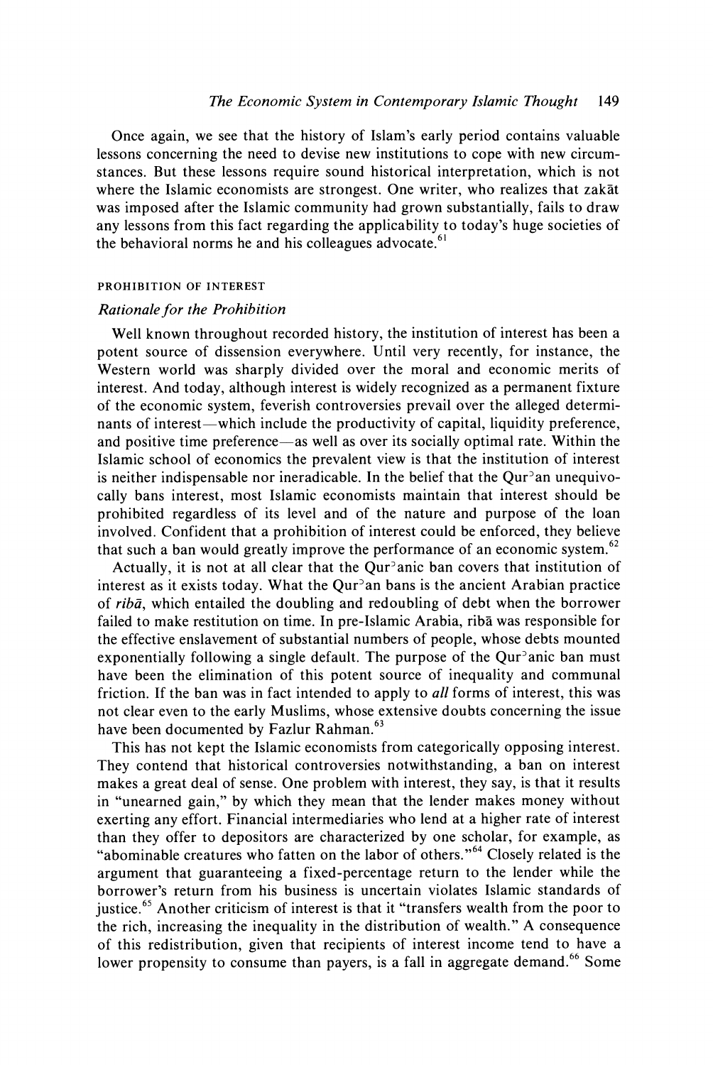Once again, we see that the history of Islam's early period contains valuable lessons concerning the need to devise new institutions to cope with new circumstances. But these lessons require sound historical interpretation, which is not where the Islamic economists are strongest. One writer, who realizes that zakāt was imposed after the Islamic community had grown substantially, fails to draw any lessons from this fact regarding the applicability to today's huge societies of the behavioral norms he and his colleagues advocate.[61]

### PROHIBITION OF INTEREST

#### *Rationale for the Prohibition*

Well known throughout recorded history, the institution of interest has been a potent source of dissension everywhere. Until very recently, for instance, the Western world was sharply divided over the moral and economic merits of interest. And today, although interest is widely recognized as a permanent fixture of the economic system, feverish controversies prevail over the alleged determinants of interest—which include the productivity of capital, liquidity preference, and positive time preference—as well as over its socially optimal rate. Within the Islamic school of economics the prevalent view is that the institution of interest is neither indispensable nor ineradicable. In the belief that the Qur<sup>ɔ</sup>an unequivocally bans interest, most Islamic economists maintain that interest should be prohibited regardless of its level and of the nature and purpose of the loan involved. Confident that a prohibition of interest could be enforced, they believe that such a ban would greatly improve the performance of an economic system.[62]

Actually, it is not at all clear that the Qurᵓanic ban covers that institution of interest as it exists today. What the Qurᵓan bans is the ancient Arabian practice of *ribā*, which entailed the doubling and redoubling of debt when the borrower failed to make restitution on time. In pre-Islamic Arabia, ribā was responsible for the effective enslavement of substantial numbers of people, whose debts mounted exponentially following a single default. The purpose of the Qurᵓanic ban must have been the elimination of this potent source of inequality and communal friction. If the ban was in fact intended to apply to *all* forms of interest, this was not clear even to the early Muslims, whose extensive doubts concerning the issue have been documented by Fazlur Rahman.[63]

This has not kept the Islamic economists from categorically opposing interest. They contend that historical controversies notwithstanding, a ban on interest makes a great deal of sense. One problem with interest, they say, is that it results in "unearned gain," by which they mean that the lender makes money without exerting any effort. Financial intermediaries who lend at a higher rate of interest than they offer to depositors are characterized by one scholar, for example, as "abominable creatures who fatten on the labor of others."[64] Closely related is the argument that guaranteeing a fixed-percentage return to the lender while the borrower's return from his business is uncertain violates Islamic standards of justice.[65] Another criticism of interest is that it "transfers wealth from the poor to the rich, increasing the inequality in the distribution of wealth." A consequence of this redistribution, given that recipients of interest income tend to have a lower propensity to consume than payers, is a fall in aggregate demand.[66] Some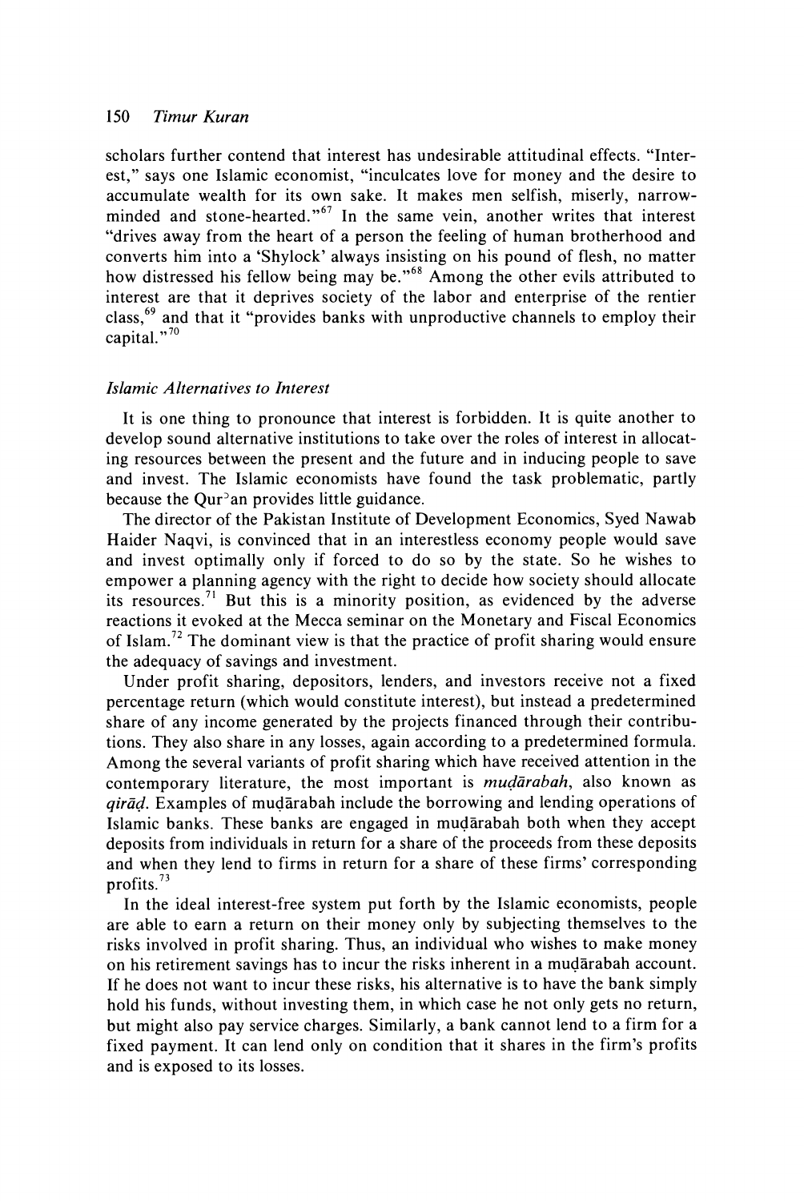scholars further contend that interest has undesirable attitudinal effects. "Interest," says one Islamic economist, "inculcates love for money and the desire to accumulate wealth for its own sake. It makes men selfish, miserly, narrow-minded and stone-hearted."[67] In the same vein, another writes that interest "drives away from the heart of a person the feeling of human brotherhood and converts him into a 'Shylock' always insisting on his pound of flesh, no matter how distressed his fellow being may be."[68] Among the other evils attributed to interest are that it deprives society of the labor and enterprise of the rentier class,[69] and that it "provides banks with unproductive channels to employ their capital."[70]

### *Islamic Alternatives to Interest*

It is one thing to pronounce that interest is forbidden. It is quite another to develop sound alternative institutions to take over the roles of interest in allocating resources between the present and the future and in inducing people to save and invest. The Islamic economists have found the task problematic, partly because the Qurʾan provides little guidance.

The director of the Pakistan Institute of Development Economics, Syed Nawab Haider Naqvi, is convinced that in an interestless economy people would save and invest optimally only if forced to do so by the state. So he wishes to empower a planning agency with the right to decide how society should allocate its resources.[71] But this is a minority position, as evidenced by the adverse reactions it evoked at the Mecca seminar on the Monetary and Fiscal Economics of Islam.[72] The dominant view is that the practice of profit sharing would ensure the adequacy of savings and investment.

Under profit sharing, depositors, lenders, and investors receive not a fixed percentage return (which would constitute interest), but instead a predetermined share of any income generated by the projects financed through their contributions. They also share in any losses, again according to a predetermined formula. Among the several variants of profit sharing which have received attention in the contemporary literature, the most important is *muḍārabah*, also known as *qirāḍ*. Examples of muḍārabah include the borrowing and lending operations of Islamic banks. These banks are engaged in muḍārabah both when they accept deposits from individuals in return for a share of the proceeds from these deposits and when they lend to firms in return for a share of these firms' corresponding profits.[73]

In the ideal interest-free system put forth by the Islamic economists, people are able to earn a return on their money only by subjecting themselves to the risks involved in profit sharing. Thus, an individual who wishes to make money on his retirement savings has to incur the risks inherent in a muḍārabah account. If he does not want to incur these risks, his alternative is to have the bank simply hold his funds, without investing them, in which case he not only gets no return, but might also pay service charges. Similarly, a bank cannot lend to a firm for a fixed payment. It can lend only on condition that it shares in the firm's profits and is exposed to its losses.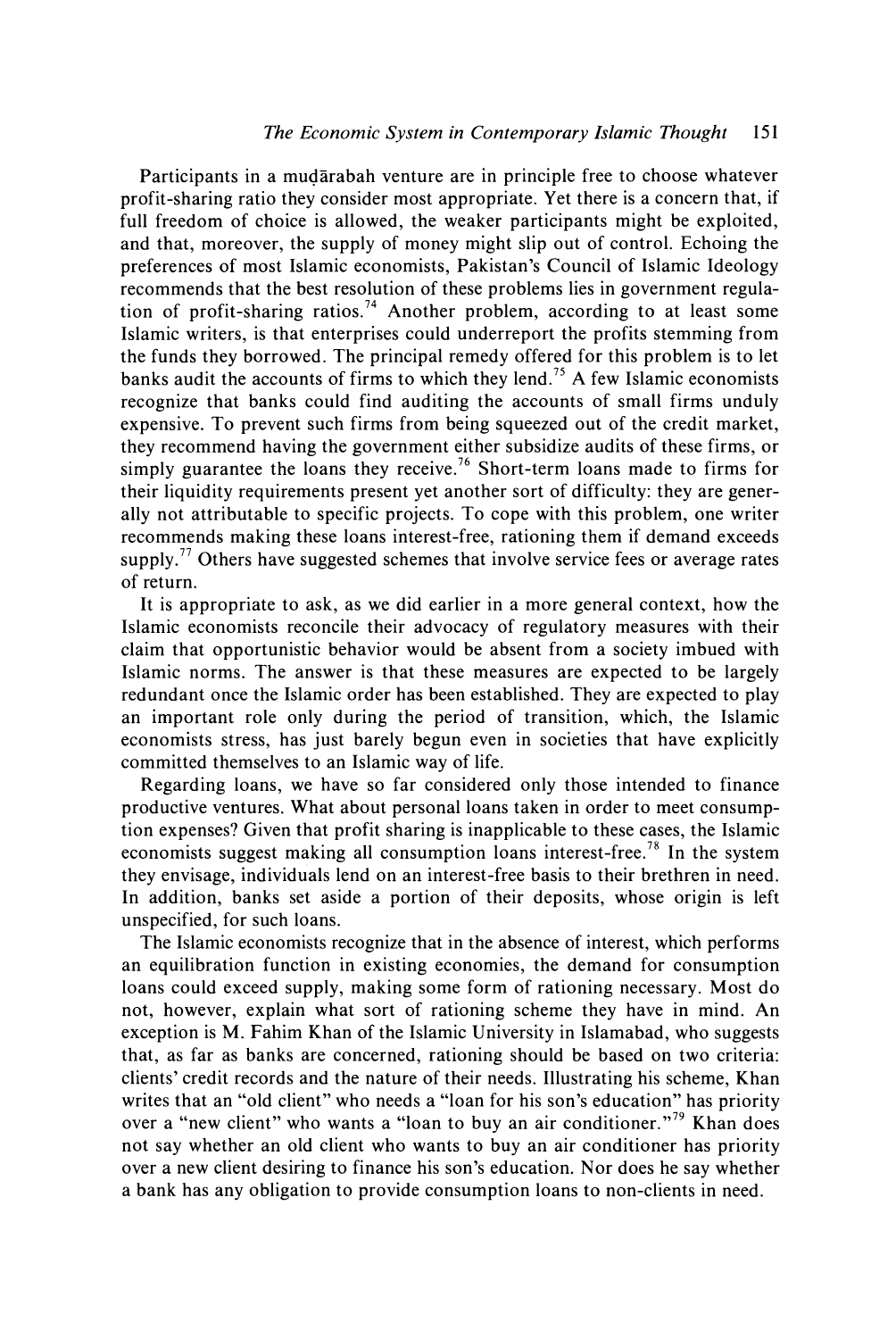Participants in a muḍārabah venture are in principle free to choose whatever profit-sharing ratio they consider most appropriate. Yet there is a concern that, if full freedom of choice is allowed, the weaker participants might be exploited, and that, moreover, the supply of money might slip out of control. Echoing the preferences of most Islamic economists, Pakistan's Council of Islamic Ideology recommends that the best resolution of these problems lies in government regulation of profit-sharing ratios.[74] Another problem, according to at least some Islamic writers, is that enterprises could underreport the profits stemming from the funds they borrowed. The principal remedy offered for this problem is to let banks audit the accounts of firms to which they lend.[75] A few Islamic economists recognize that banks could find auditing the accounts of small firms unduly expensive. To prevent such firms from being squeezed out of the credit market, they recommend having the government either subsidize audits of these firms, or simply guarantee the loans they receive.[76] Short-term loans made to firms for their liquidity requirements present yet another sort of difficulty: they are generally not attributable to specific projects. To cope with this problem, one writer recommends making these loans interest-free, rationing them if demand exceeds supply.[77] Others have suggested schemes that involve service fees or average rates of return.

It is appropriate to ask, as we did earlier in a more general context, how the Islamic economists reconcile their advocacy of regulatory measures with their claim that opportunistic behavior would be absent from a society imbued with Islamic norms. The answer is that these measures are expected to be largely redundant once the Islamic order has been established. They are expected to play an important role only during the period of transition, which, the Islamic economists stress, has just barely begun even in societies that have explicitly committed themselves to an Islamic way of life.

Regarding loans, we have so far considered only those intended to finance productive ventures. What about personal loans taken in order to meet consumption expenses? Given that profit sharing is inapplicable to these cases, the Islamic economists suggest making all consumption loans interest-free.[78] In the system they envisage, individuals lend on an interest-free basis to their brethren in need. In addition, banks set aside a portion of their deposits, whose origin is left unspecified, for such loans.

The Islamic economists recognize that in the absence of interest, which performs an equilibration function in existing economies, the demand for consumption loans could exceed supply, making some form of rationing necessary. Most do not, however, explain what sort of rationing scheme they have in mind. An exception is M. Fahim Khan of the Islamic University in Islamabad, who suggests that, as far as banks are concerned, rationing should be based on two criteria: clients' credit records and the nature of their needs. Illustrating his scheme, Khan writes that an "old client" who needs a "loan for his son's education" has priority over a "new client" who wants a "loan to buy an air conditioner."[79] Khan does not say whether an old client who wants to buy an air conditioner has priority over a new client desiring to finance his son's education. Nor does he say whether a bank has any obligation to provide consumption loans to non-clients in need.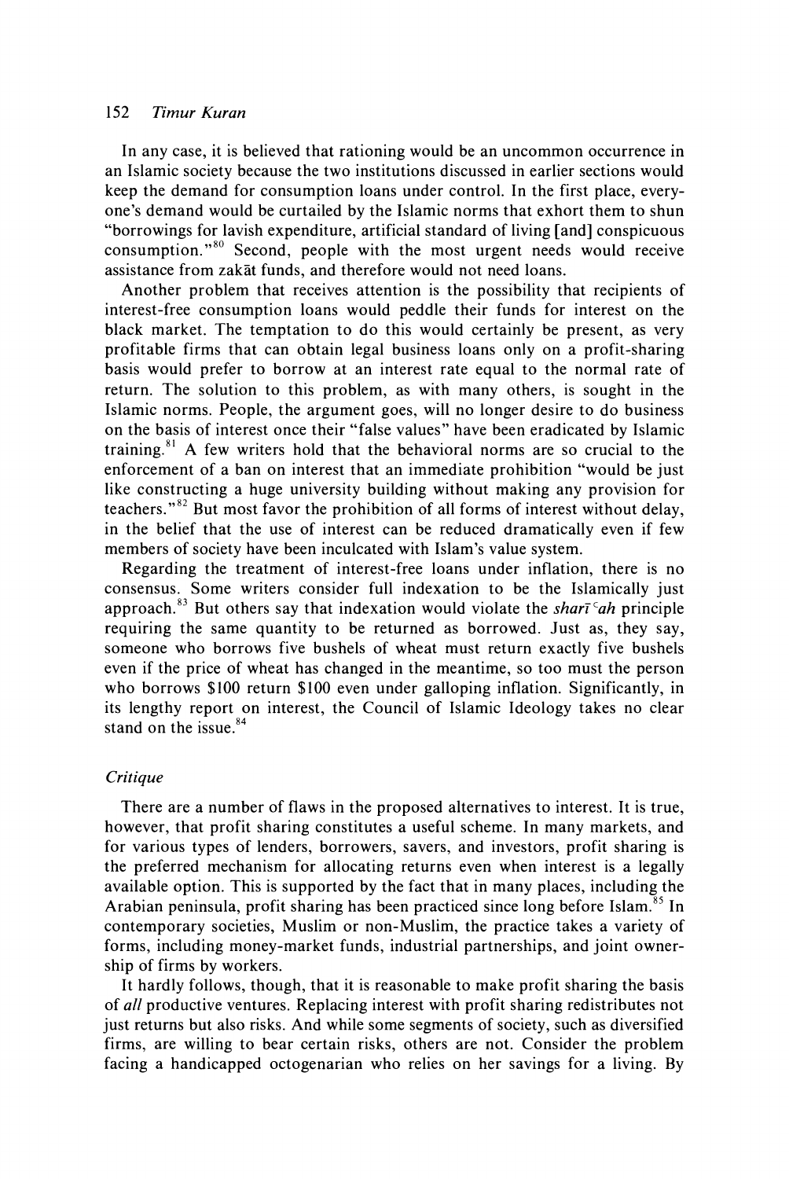In any case, it is believed that rationing would be an uncommon occurrence in an Islamic society because the two institutions discussed in earlier sections would keep the demand for consumption loans under control. In the first place, everyone's demand would be curtailed by the Islamic norms that exhort them to shun "borrowings for lavish expenditure, artificial standard of living [and] conspicuous consumption."[80] Second, people with the most urgent needs would receive assistance from zakāt funds, and therefore would not need loans.

Another problem that receives attention is the possibility that recipients of interest-free consumption loans would peddle their funds for interest on the black market. The temptation to do this would certainly be present, as very profitable firms that can obtain legal business loans only on a profit-sharing basis would prefer to borrow at an interest rate equal to the normal rate of return. The solution to this problem, as with many others, is sought in the Islamic norms. People, the argument goes, will no longer desire to do business on the basis of interest once their "false values" have been eradicated by Islamic training.[81] A few writers hold that the behavioral norms are so crucial to the enforcement of a ban on interest that an immediate prohibition "would be just like constructing a huge university building without making any provision for teachers."[82] But most favor the prohibition of all forms of interest without delay, in the belief that the use of interest can be reduced dramatically even if few members of society have been inculcated with Islam's value system.

Regarding the treatment of interest-free loans under inflation, there is no consensus. Some writers consider full indexation to be the Islamically just approach.[83] But others say that indexation would violate the *sharīʿah* principle requiring the same quantity to be returned as borrowed. Just as, they say, someone who borrows five bushels of wheat must return exactly five bushels even if the price of wheat has changed in the meantime, so too must the person who borrows $100 return $100 even under galloping inflation. Significantly, in its lengthy report on interest, the Council of Islamic Ideology takes no clear stand on the issue.[84]

### *Critique*

There are a number of flaws in the proposed alternatives to interest. It is true, however, that profit sharing constitutes a useful scheme. In many markets, and for various types of lenders, borrowers, savers, and investors, profit sharing is the preferred mechanism for allocating returns even when interest is a legally available option. This is supported by the fact that in many places, including the Arabian peninsula, profit sharing has been practiced since long before Islam.[85] In contemporary societies, Muslim or non-Muslim, the practice takes a variety of forms, including money-market funds, industrial partnerships, and joint ownership of firms by workers.

It hardly follows, though, that it is reasonable to make profit sharing the basis of *all* productive ventures. Replacing interest with profit sharing redistributes not just returns but also risks. And while some segments of society, such as diversified firms, are willing to bear certain risks, others are not. Consider the problem facing a handicapped octogenarian who relies on her savings for a living. By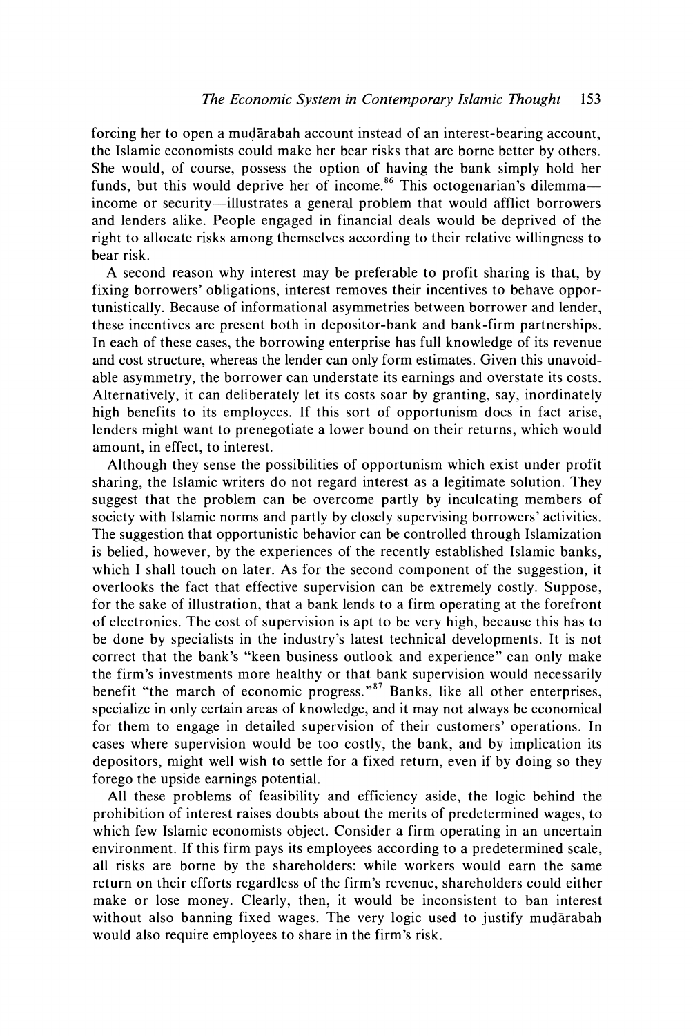forcing her to open a muḍārabah account instead of an interest-bearing account, the Islamic economists could make her bear risks that are borne better by others. She would, of course, possess the option of having the bank simply hold her funds, but this would deprive her of income.[86] This octogenarian's dilemma—income or security—illustrates a general problem that would afflict borrowers and lenders alike. People engaged in financial deals would be deprived of the right to allocate risks among themselves according to their relative willingness to bear risk.

A second reason why interest may be preferable to profit sharing is that, by fixing borrowers' obligations, interest removes their incentives to behave opportunistically. Because of informational asymmetries between borrower and lender, these incentives are present both in depositor-bank and bank-firm partnerships. In each of these cases, the borrowing enterprise has full knowledge of its revenue and cost structure, whereas the lender can only form estimates. Given this unavoidable asymmetry, the borrower can understate its earnings and overstate its costs. Alternatively, it can deliberately let its costs soar by granting, say, inordinately high benefits to its employees. If this sort of opportunism does in fact arise, lenders might want to prenegotiate a lower bound on their returns, which would amount, in effect, to interest.

Although they sense the possibilities of opportunism which exist under profit sharing, the Islamic writers do not regard interest as a legitimate solution. They suggest that the problem can be overcome partly by inculcating members of society with Islamic norms and partly by closely supervising borrowers' activities. The suggestion that opportunistic behavior can be controlled through Islamization is belied, however, by the experiences of the recently established Islamic banks, which I shall touch on later. As for the second component of the suggestion, it overlooks the fact that effective supervision can be extremely costly. Suppose, for the sake of illustration, that a bank lends to a firm operating at the forefront of electronics. The cost of supervision is apt to be very high, because this has to be done by specialists in the industry's latest technical developments. It is not correct that the bank's "keen business outlook and experience" can only make the firm's investments more healthy or that bank supervision would necessarily benefit "the march of economic progress."[87] Banks, like all other enterprises, specialize in only certain areas of knowledge, and it may not always be economical for them to engage in detailed supervision of their customers' operations. In cases where supervision would be too costly, the bank, and by implication its depositors, might well wish to settle for a fixed return, even if by doing so they forego the upside earnings potential.

All these problems of feasibility and efficiency aside, the logic behind the prohibition of interest raises doubts about the merits of predetermined wages, to which few Islamic economists object. Consider a firm operating in an uncertain environment. If this firm pays its employees according to a predetermined scale, all risks are borne by the shareholders: while workers would earn the same return on their efforts regardless of the firm's revenue, shareholders could either make or lose money. Clearly, then, it would be inconsistent to ban interest without also banning fixed wages. The very logic used to justify muḍārabah would also require employees to share in the firm's risk.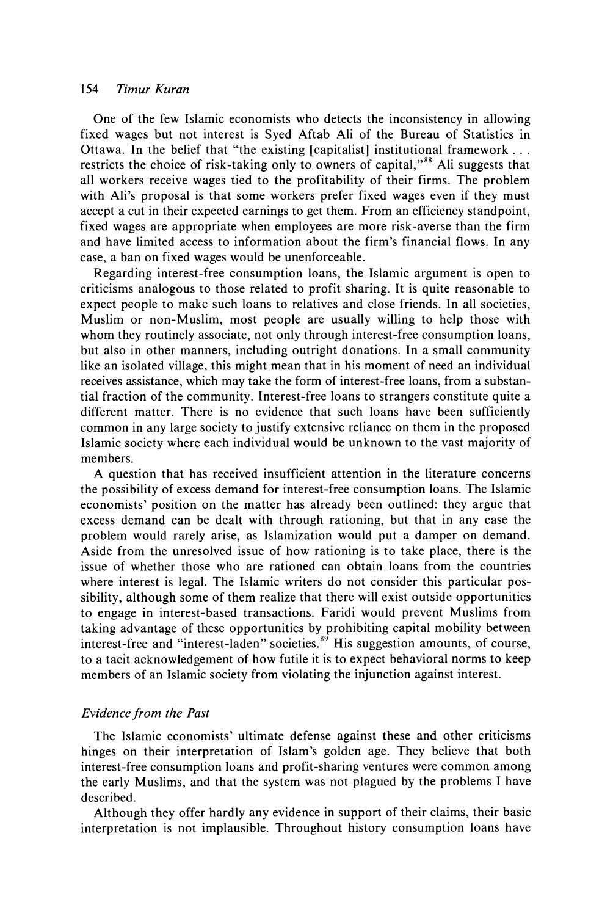One of the few Islamic economists who detects the inconsistency in allowing fixed wages but not interest is Syed Aftab Ali of the Bureau of Statistics in Ottawa. In the belief that "the existing [capitalist] institutional framework . . . restricts the choice of risk-taking only to owners of capital,"[88] Ali suggests that all workers receive wages tied to the profitability of their firms. The problem with Ali's proposal is that some workers prefer fixed wages even if they must accept a cut in their expected earnings to get them. From an efficiency standpoint, fixed wages are appropriate when employees are more risk-averse than the firm and have limited access to information about the firm's financial flows. In any case, a ban on fixed wages would be unenforceable.

Regarding interest-free consumption loans, the Islamic argument is open to criticisms analogous to those related to profit sharing. It is quite reasonable to expect people to make such loans to relatives and close friends. In all societies, Muslim or non-Muslim, most people are usually willing to help those with whom they routinely associate, not only through interest-free consumption loans, but also in other manners, including outright donations. In a small community like an isolated village, this might mean that in his moment of need an individual receives assistance, which may take the form of interest-free loans, from a substantial fraction of the community. Interest-free loans to strangers constitute quite a different matter. There is no evidence that such loans have been sufficiently common in any large society to justify extensive reliance on them in the proposed Islamic society where each individual would be unknown to the vast majority of members.

A question that has received insufficient attention in the literature concerns the possibility of excess demand for interest-free consumption loans. The Islamic economists' position on the matter has already been outlined: they argue that excess demand can be dealt with through rationing, but that in any case the problem would rarely arise, as Islamization would put a damper on demand. Aside from the unresolved issue of how rationing is to take place, there is the issue of whether those who are rationed can obtain loans from the countries where interest is legal. The Islamic writers do not consider this particular possibility, although some of them realize that there will exist outside opportunities to engage in interest-based transactions. Faridi would prevent Muslims from taking advantage of these opportunities by prohibiting capital mobility between interest-free and "interest-laden" societies.[89] His suggestion amounts, of course, to a tacit acknowledgement of how futile it is to expect behavioral norms to keep members of an Islamic society from violating the injunction against interest.

### *Evidence from the Past*

The Islamic economists' ultimate defense against these and other criticisms hinges on their interpretation of Islam's golden age. They believe that both interest-free consumption loans and profit-sharing ventures were common among the early Muslims, and that the system was not plagued by the problems I have described.

Although they offer hardly any evidence in support of their claims, their basic interpretation is not implausible. Throughout history consumption loans have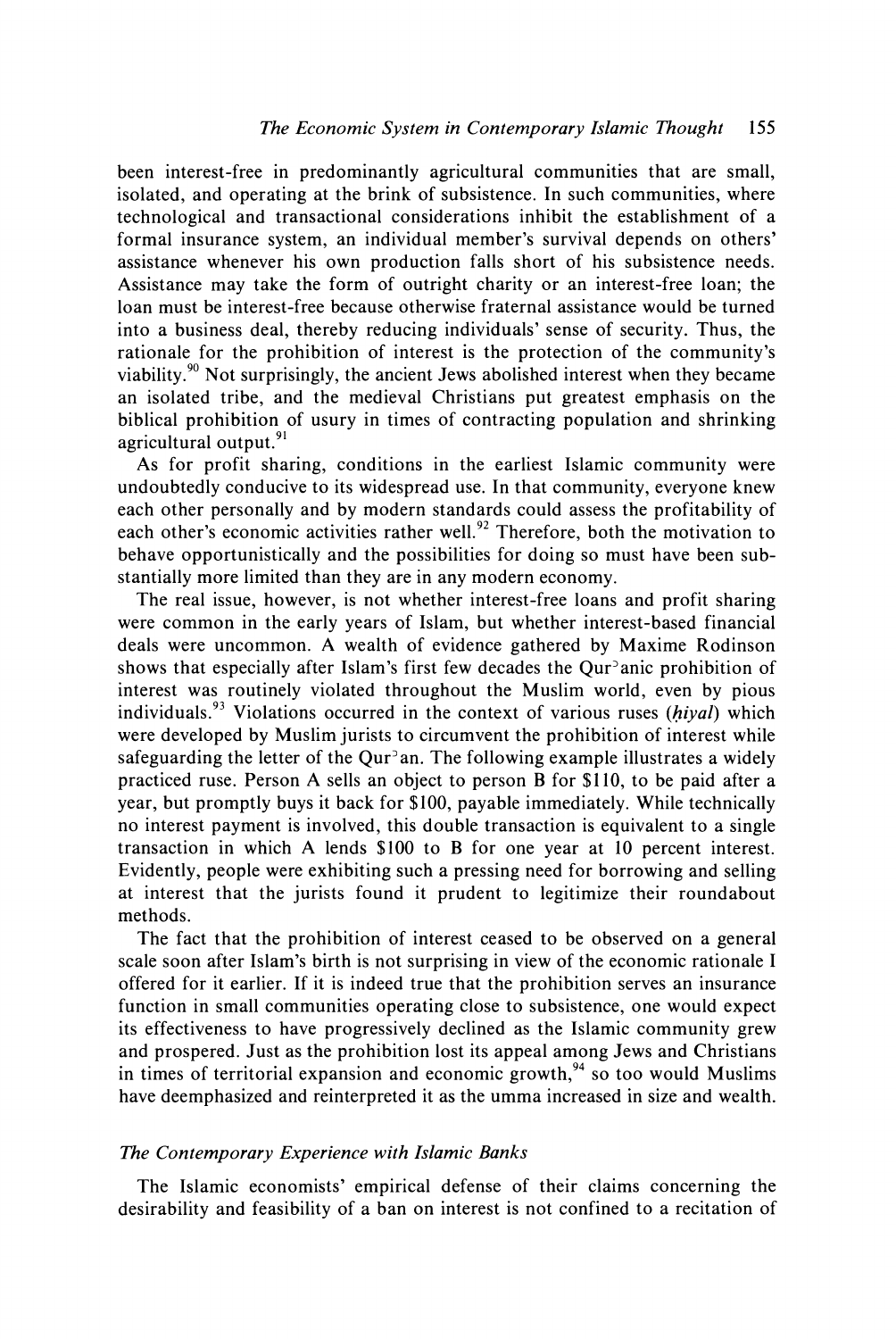been interest-free in predominantly agricultural communities that are small, isolated, and operating at the brink of subsistence. In such communities, where technological and transactional considerations inhibit the establishment of a formal insurance system, an individual member's survival depends on others' assistance whenever his own production falls short of his subsistence needs. Assistance may take the form of outright charity or an interest-free loan; the loan must be interest-free because otherwise fraternal assistance would be turned into a business deal, thereby reducing individuals' sense of security. Thus, the rationale for the prohibition of interest is the protection of the community's viability.[90] Not surprisingly, the ancient Jews abolished interest when they became an isolated tribe, and the medieval Christians put greatest emphasis on the biblical prohibition of usury in times of contracting population and shrinking agricultural output.[91]

As for profit sharing, conditions in the earliest Islamic community were undoubtedly conducive to its widespread use. In that community, everyone knew each other personally and by modern standards could assess the profitability of each other's economic activities rather well.[92] Therefore, both the motivation to behave opportunistically and the possibilities for doing so must have been substantially more limited than they are in any modern economy.

The real issue, however, is not whether interest-free loans and profit sharing were common in the early years of Islam, but whether interest-based financial deals were uncommon. A wealth of evidence gathered by Maxime Rodinson shows that especially after Islam's first few decades the Qur'anic prohibition of interest was routinely violated throughout the Muslim world, even by pious individuals.[93] Violations occurred in the context of various ruses (*ḥiyal*) which were developed by Muslim jurists to circumvent the prohibition of interest while safeguarding the letter of the Qur'an. The following example illustrates a widely practiced ruse. Person A sells an object to person B for $110, to be paid after a year, but promptly buys it back for $100, payable immediately. While technically no interest payment is involved, this double transaction is equivalent to a single transaction in which A lends $100 to B for one year at 10 percent interest. Evidently, people were exhibiting such a pressing need for borrowing and selling at interest that the jurists found it prudent to legitimize their roundabout methods.

The fact that the prohibition of interest ceased to be observed on a general scale soon after Islam's birth is not surprising in view of the economic rationale I offered for it earlier. If it is indeed true that the prohibition serves an insurance function in small communities operating close to subsistence, one would expect its effectiveness to have progressively declined as the Islamic community grew and prospered. Just as the prohibition lost its appeal among Jews and Christians in times of territorial expansion and economic growth,[94] so too would Muslims have deemphasized and reinterpreted it as the umma increased in size and wealth.

### *The Contemporary Experience with Islamic Banks*

The Islamic economists' empirical defense of their claims concerning the desirability and feasibility of a ban on interest is not confined to a recitation of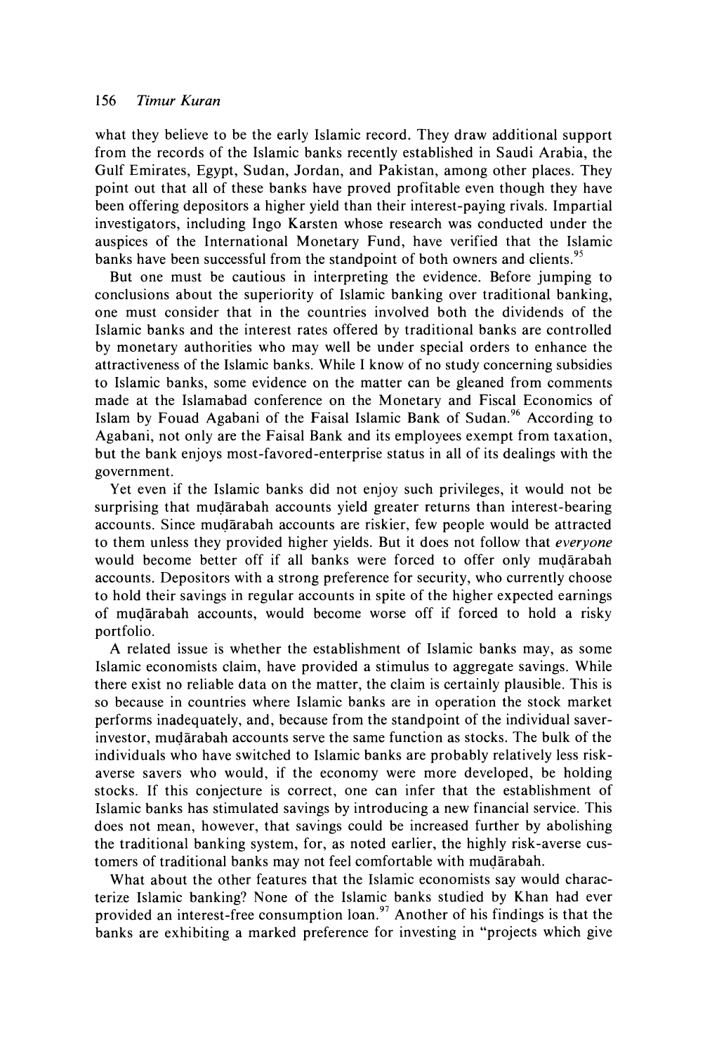what they believe to be the early Islamic record. They draw additional support from the records of the Islamic banks recently established in Saudi Arabia, the Gulf Emirates, Egypt, Sudan, Jordan, and Pakistan, among other places. They point out that all of these banks have proved profitable even though they have been offering depositors a higher yield than their interest-paying rivals. Impartial investigators, including Ingo Karsten whose research was conducted under the auspices of the International Monetary Fund, have verified that the Islamic banks have been successful from the standpoint of both owners and clients.[95]

But one must be cautious in interpreting the evidence. Before jumping to conclusions about the superiority of Islamic banking over traditional banking, one must consider that in the countries involved both the dividends of the Islamic banks and the interest rates offered by traditional banks are controlled by monetary authorities who may well be under special orders to enhance the attractiveness of the Islamic banks. While I know of no study concerning subsidies to Islamic banks, some evidence on the matter can be gleaned from comments made at the Islamabad conference on the Monetary and Fiscal Economics of Islam by Fouad Agabani of the Faisal Islamic Bank of Sudan.[96] According to Agabani, not only are the Faisal Bank and its employees exempt from taxation, but the bank enjoys most-favored-enterprise status in all of its dealings with the government.

Yet even if the Islamic banks did not enjoy such privileges, it would not be surprising that muḍārabah accounts yield greater returns than interest-bearing accounts. Since muḍārabah accounts are riskier, few people would be attracted to them unless they provided higher yields. But it does not follow that *everyone* would become better off if all banks were forced to offer only muḍārabah accounts. Depositors with a strong preference for security, who currently choose to hold their savings in regular accounts in spite of the higher expected earnings of muḍārabah accounts, would become worse off if forced to hold a risky portfolio.

A related issue is whether the establishment of Islamic banks may, as some Islamic economists claim, have provided a stimulus to aggregate savings. While there exist no reliable data on the matter, the claim is certainly plausible. This is so because in countries where Islamic banks are in operation the stock market performs inadequately, and, because from the standpoint of the individual saver-investor, muḍārabah accounts serve the same function as stocks. The bulk of the individuals who have switched to Islamic banks are probably relatively less risk-averse savers who would, if the economy were more developed, be holding stocks. If this conjecture is correct, one can infer that the establishment of Islamic banks has stimulated savings by introducing a new financial service. This does not mean, however, that savings could be increased further by abolishing the traditional banking system, for, as noted earlier, the highly risk-averse customers of traditional banks may not feel comfortable with muḍārabah.

What about the other features that the Islamic economists say would characterize Islamic banking? None of the Islamic banks studied by Khan had ever provided an interest-free consumption loan.[97] Another of his findings is that the banks are exhibiting a marked preference for investing in "projects which give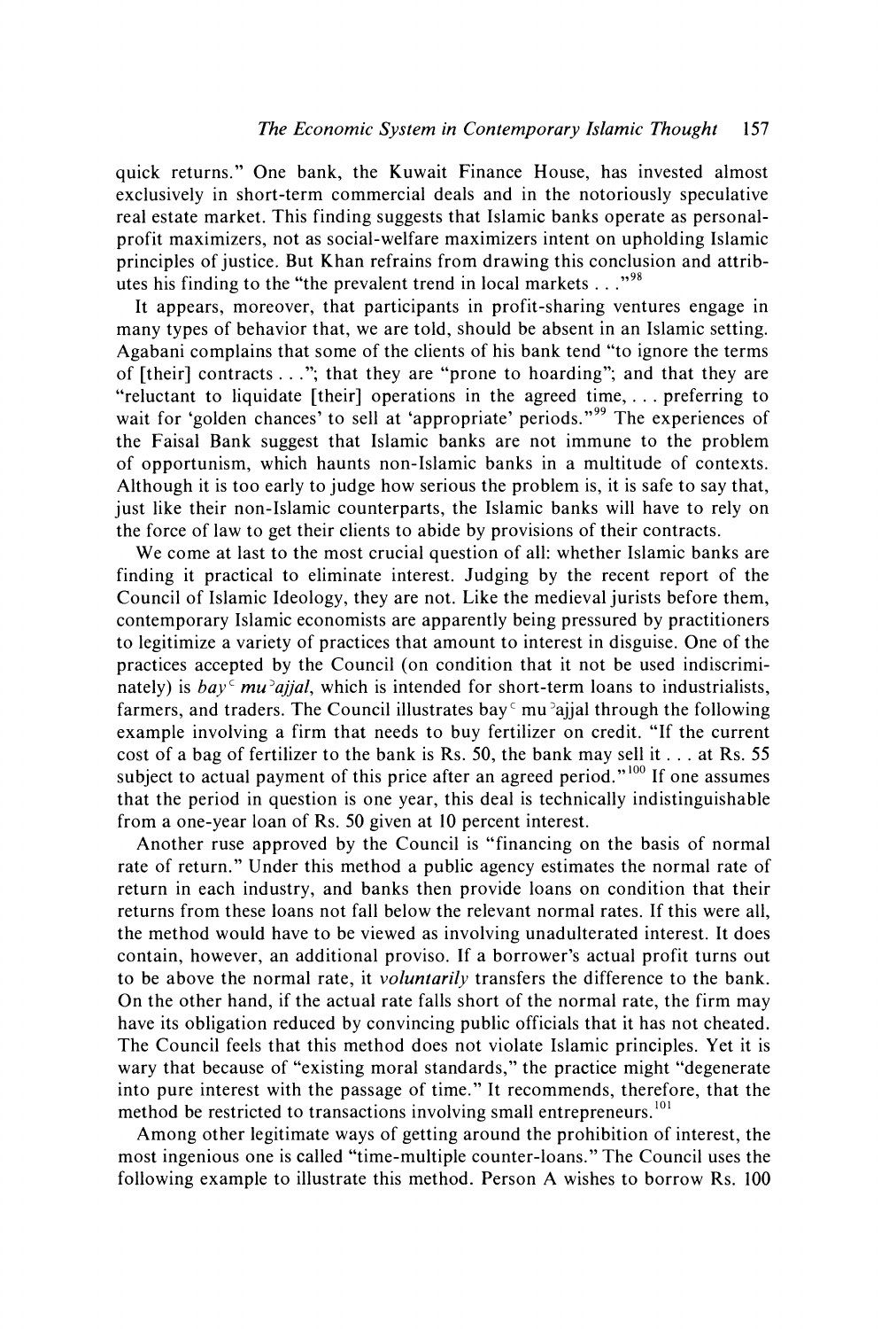quick returns." One bank, the Kuwait Finance House, has invested almost exclusively in short-term commercial deals and in the notoriously speculative real estate market. This finding suggests that Islamic banks operate as personal-profit maximizers, not as social-welfare maximizers intent on upholding Islamic principles of justice. But Khan refrains from drawing this conclusion and attributes his finding to the "the prevalent trend in local markets . . ."[98]

It appears, moreover, that participants in profit-sharing ventures engage in many types of behavior that, we are told, should be absent in an Islamic setting. Agabani complains that some of the clients of his bank tend "to ignore the terms of [their] contracts . . ."; that they are "prone to hoarding"; and that they are "reluctant to liquidate [their] operations in the agreed time, . . . preferring to wait for 'golden chances' to sell at 'appropriate' periods."[99] The experiences of the Faisal Bank suggest that Islamic banks are not immune to the problem of opportunism, which haunts non-Islamic banks in a multitude of contexts. Although it is too early to judge how serious the problem is, it is safe to say that, just like their non-Islamic counterparts, the Islamic banks will have to rely on the force of law to get their clients to abide by provisions of their contracts.

We come at last to the most crucial question of all: whether Islamic banks are finding it practical to eliminate interest. Judging by the recent report of the Council of Islamic Ideology, they are not. Like the medieval jurists before them, contemporary Islamic economists are apparently being pressured by practitioners to legitimize a variety of practices that amount to interest in disguise. One of the practices accepted by the Council (on condition that it not be used indiscriminately) is *bayᶜ muʾajjal*, which is intended for short-term loans to industrialists, farmers, and traders. The Council illustrates bayᶜ muʾajjal through the following example involving a firm that needs to buy fertilizer on credit. "If the current cost of a bag of fertilizer to the bank is Rs. 50, the bank may sell it . . . at Rs. 55 subject to actual payment of this price after an agreed period."[100] If one assumes that the period in question is one year, this deal is technically indistinguishable from a one-year loan of Rs. 50 given at 10 percent interest.

Another ruse approved by the Council is "financing on the basis of normal rate of return." Under this method a public agency estimates the normal rate of return in each industry, and banks then provide loans on condition that their returns from these loans not fall below the relevant normal rates. If this were all, the method would have to be viewed as involving unadulterated interest. It does contain, however, an additional proviso. If a borrower's actual profit turns out to be above the normal rate, it *voluntarily* transfers the difference to the bank. On the other hand, if the actual rate falls short of the normal rate, the firm may have its obligation reduced by convincing public officials that it has not cheated. The Council feels that this method does not violate Islamic principles. Yet it is wary that because of "existing moral standards," the practice might "degenerate into pure interest with the passage of time." It recommends, therefore, that the method be restricted to transactions involving small entrepreneurs.[101]

Among other legitimate ways of getting around the prohibition of interest, the most ingenious one is called "time-multiple counter-loans." The Council uses the following example to illustrate this method. Person A wishes to borrow Rs. 100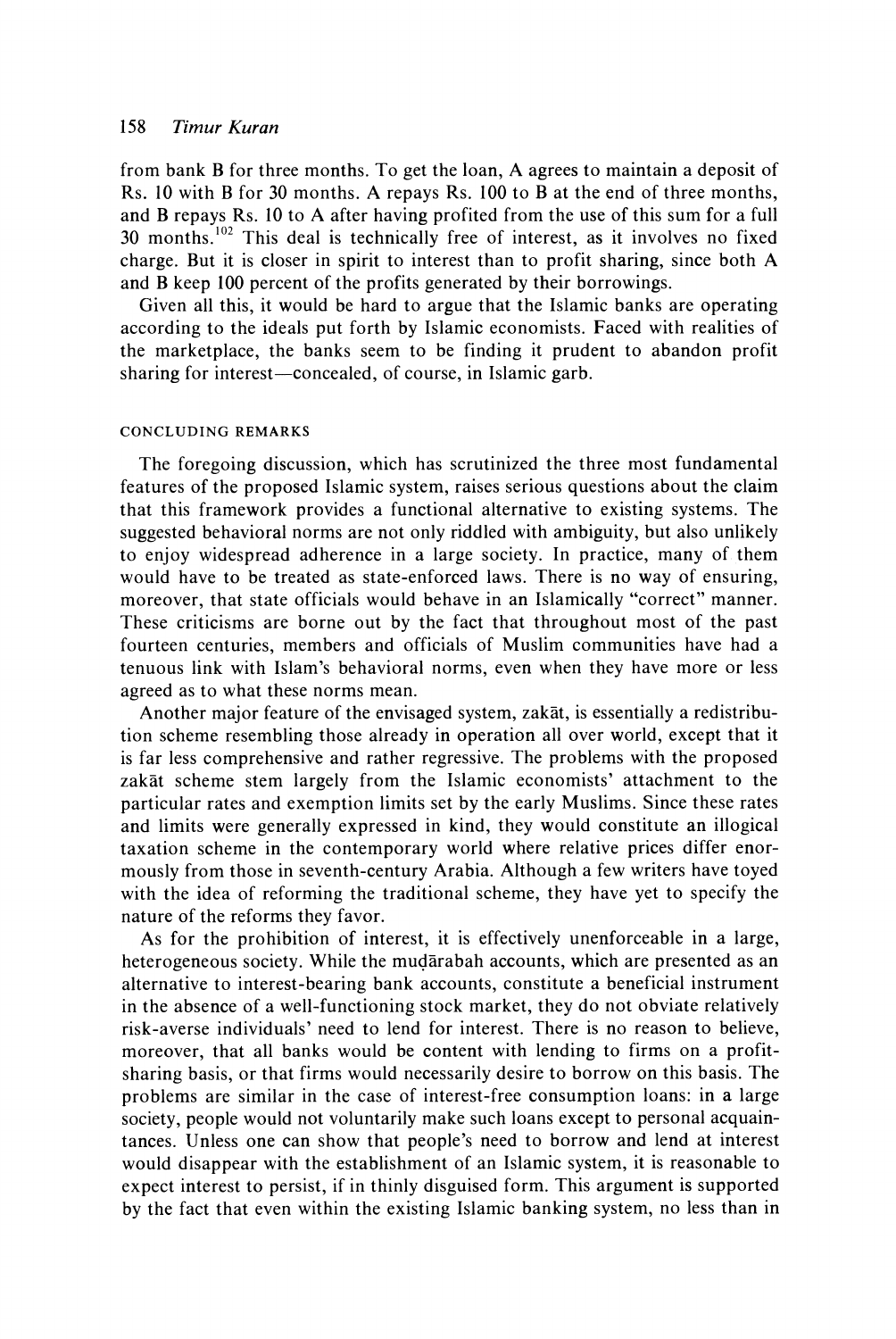from bank B for three months. To get the loan, A agrees to maintain a deposit of Rs. 10 with B for 30 months. A repays Rs. 100 to B at the end of three months, and B repays Rs. 10 to A after having profited from the use of this sum for a full 30 months.[102] This deal is technically free of interest, as it involves no fixed charge. But it is closer in spirit to interest than to profit sharing, since both A and B keep 100 percent of the profits generated by their borrowings.

Given all this, it would be hard to argue that the Islamic banks are operating according to the ideals put forth by Islamic economists. Faced with realities of the marketplace, the banks seem to be finding it prudent to abandon profit sharing for interest—concealed, of course, in Islamic garb.

## CONCLUDING REMARKS

The foregoing discussion, which has scrutinized the three most fundamental features of the proposed Islamic system, raises serious questions about the claim that this framework provides a functional alternative to existing systems. The suggested behavioral norms are not only riddled with ambiguity, but also unlikely to enjoy widespread adherence in a large society. In practice, many of them would have to be treated as state-enforced laws. There is no way of ensuring, moreover, that state officials would behave in an Islamically "correct" manner. These criticisms are borne out by the fact that throughout most of the past fourteen centuries, members and officials of Muslim communities have had a tenuous link with Islam's behavioral norms, even when they have more or less agreed as to what these norms mean.

Another major feature of the envisaged system, zakāt, is essentially a redistribution scheme resembling those already in operation all over world, except that it is far less comprehensive and rather regressive. The problems with the proposed zakāt scheme stem largely from the Islamic economists' attachment to the particular rates and exemption limits set by the early Muslims. Since these rates and limits were generally expressed in kind, they would constitute an illogical taxation scheme in the contemporary world where relative prices differ enormously from those in seventh-century Arabia. Although a few writers have toyed with the idea of reforming the traditional scheme, they have yet to specify the nature of the reforms they favor.

As for the prohibition of interest, it is effectively unenforceable in a large, heterogeneous society. While the muḍārabah accounts, which are presented as an alternative to interest-bearing bank accounts, constitute a beneficial instrument in the absence of a well-functioning stock market, they do not obviate relatively risk-averse individuals' need to lend for interest. There is no reason to believe, moreover, that all banks would be content with lending to firms on a profit-sharing basis, or that firms would necessarily desire to borrow on this basis. The problems are similar in the case of interest-free consumption loans: in a large society, people would not voluntarily make such loans except to personal acquaintances. Unless one can show that people's need to borrow and lend at interest would disappear with the establishment of an Islamic system, it is reasonable to expect interest to persist, if in thinly disguised form. This argument is supported by the fact that even within the existing Islamic banking system, no less than in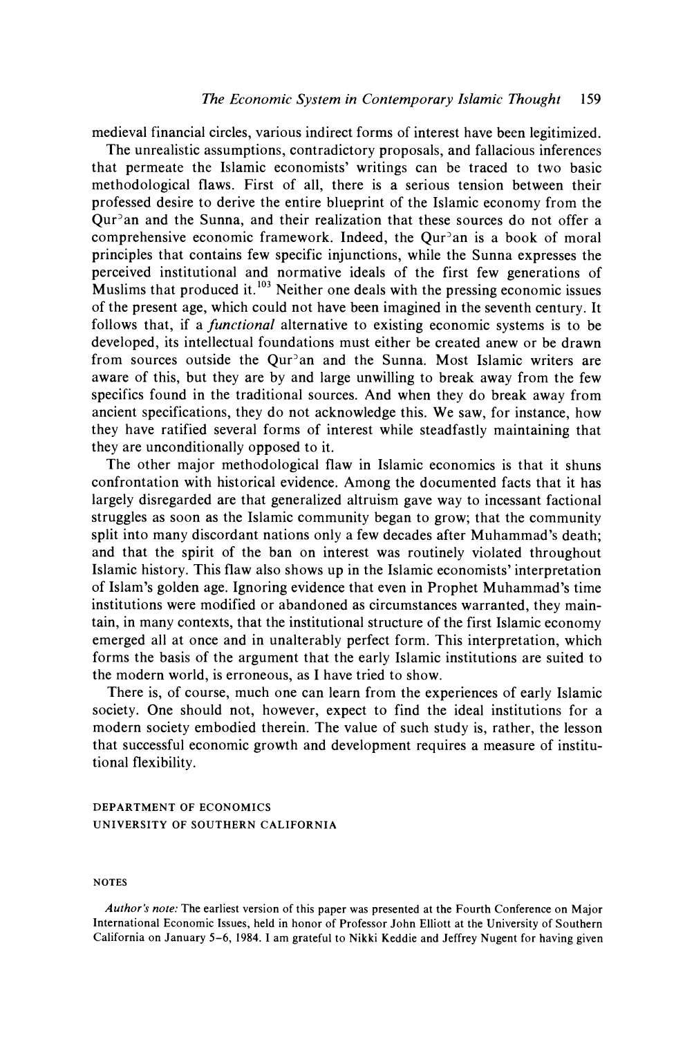medieval financial circles, various indirect forms of interest have been legitimized.

The unrealistic assumptions, contradictory proposals, and fallacious inferences that permeate the Islamic economists' writings can be traced to two basic methodological flaws. First of all, there is a serious tension between their professed desire to derive the entire blueprint of the Islamic economy from the Qur᾿an and the Sunna, and their realization that these sources do not offer a comprehensive economic framework. Indeed, the Qur᾿an is a book of moral principles that contains few specific injunctions, while the Sunna expresses the perceived institutional and normative ideals of the first few generations of Muslims that produced it.[103] Neither one deals with the pressing economic issues of the present age, which could not have been imagined in the seventh century. It follows that, if a *functional* alternative to existing economic systems is to be developed, its intellectual foundations must either be created anew or be drawn from sources outside the Qur᾿an and the Sunna. Most Islamic writers are aware of this, but they are by and large unwilling to break away from the few specifics found in the traditional sources. And when they do break away from ancient specifications, they do not acknowledge this. We saw, for instance, how they have ratified several forms of interest while steadfastly maintaining that they are unconditionally opposed to it.

The other major methodological flaw in Islamic economics is that it shuns confrontation with historical evidence. Among the documented facts that it has largely disregarded are that generalized altruism gave way to incessant factional struggles as soon as the Islamic community began to grow; that the community split into many discordant nations only a few decades after Muhammad's death; and that the spirit of the ban on interest was routinely violated throughout Islamic history. This flaw also shows up in the Islamic economists' interpretation of Islam's golden age. Ignoring evidence that even in Prophet Muhammad's time institutions were modified or abandoned as circumstances warranted, they maintain, in many contexts, that the institutional structure of the first Islamic economy emerged all at once and in unalterably perfect form. This interpretation, which forms the basis of the argument that the early Islamic institutions are suited to the modern world, is erroneous, as I have tried to show.

There is, of course, much one can learn from the experiences of early Islamic society. One should not, however, expect to find the ideal institutions for a modern society embodied therein. The value of such study is, rather, the lesson that successful economic growth and development requires a measure of institutional flexibility.

DEPARTMENT OF ECONOMICS
UNIVERSITY OF SOUTHERN CALIFORNIA

## NOTES

*Author's note:* The earliest version of this paper was presented at the Fourth Conference on Major International Economic Issues, held in honor of Professor John Elliott at the University of Southern California on January 5–6, 1984. I am grateful to Nikki Keddie and Jeffrey Nugent for having given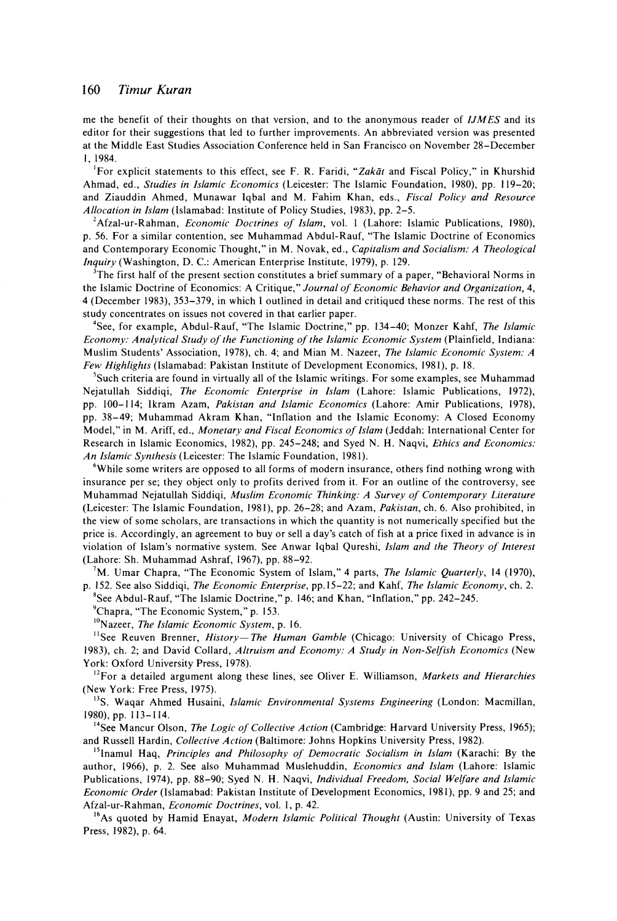me the benefit of their thoughts on that version, and to the anonymous reader of *IJMES* and its editor for their suggestions that led to further improvements. An abbreviated version was presented at the Middle East Studies Association Conference held in San Francisco on November 28–December 1, 1984.

[1]For explicit statements to this effect, see F. R. Faridi, "*Zakāt* and Fiscal Policy," in Khurshid Ahmad, ed., *Studies in Islamic Economics* (Leicester: The Islamic Foundation, 1980), pp. 119–20; and Ziauddin Ahmed, Munawar Iqbal and M. Fahim Khan, eds., *Fiscal Policy and Resource Allocation in Islam* (Islamabad: Institute of Policy Studies, 1983), pp. 2–5.

[2]Afzal-ur-Rahman, *Economic Doctrines of Islam*, vol. 1 (Lahore: Islamic Publications, 1980), p. 56. For a similar contention, see Muhammad Abdul-Rauf, "The Islamic Doctrine of Economics and Contemporary Economic Thought," in M. Novak, ed., *Capitalism and Socialism: A Theological Inquiry* (Washington, D. C.: American Enterprise Institute, 1979), p. 129.

[3]The first half of the present section constitutes a brief summary of a paper, "Behavioral Norms in the Islamic Doctrine of Economics: A Critique," *Journal of Economic Behavior and Organization*, 4, 4 (December 1983), 353–379, in which I outlined in detail and critiqued these norms. The rest of this study concentrates on issues not covered in that earlier paper.

[4]See, for example, Abdul-Rauf, "The Islamic Doctrine," pp. 134–40; Monzer Kahf, *The Islamic Economy: Analytical Study of the Functioning of the Islamic Economic System* (Plainfield, Indiana: Muslim Students' Association, 1978), ch. 4; and Mian M. Nazeer, *The Islamic Economic System: A Few Highlights* (Islamabad: Pakistan Institute of Development Economics, 1981), p. 18.

[5]Such criteria are found in virtually all of the Islamic writings. For some examples, see Muhammad Nejatullah Siddiqi, *The Economic Enterprise in Islam* (Lahore: Islamic Publications, 1972), pp. 100–114; Ikram Azam, *Pakistan and Islamic Economics* (Lahore: Amir Publications, 1978), pp. 38–49; Muhammad Akram Khan, "Inflation and the Islamic Economy: A Closed Economy Model," in M. Ariff, ed., *Monetary and Fiscal Economics of Islam* (Jeddah: International Center for Research in Islamic Economics, 1982), pp. 245–248; and Syed N. H. Naqvi, *Ethics and Economics: An Islamic Synthesis* (Leicester: The Islamic Foundation, 1981).

[6]While some writers are opposed to all forms of modern insurance, others find nothing wrong with insurance per se; they object only to profits derived from it. For an outline of the controversy, see Muhammad Nejatullah Siddiqi, *Muslim Economic Thinking: A Survey of Contemporary Literature* (Leicester: The Islamic Foundation, 1981), pp. 26–28; and Azam, *Pakistan*, ch. 6. Also prohibited, in the view of some scholars, are transactions in which the quantity is not numerically specified but the price is. Accordingly, an agreement to buy or sell a day's catch of fish at a price fixed in advance is in violation of Islam's normative system. See Anwar Iqbal Qureshi, *Islam and the Theory of Interest* (Lahore: Sh. Muhammad Ashraf, 1967), pp. 88–92.

[7]M. Umar Chapra, "The Economic System of Islam," 4 parts, *The Islamic Quarterly*, 14 (1970), p. 152. See also Siddiqi, *The Economic Enterprise*, pp.15–22; and Kahf, *The Islamic Economy*, ch. 2.

[8]See Abdul-Rauf, "The Islamic Doctrine," p. 146; and Khan, "Inflation," pp. 242–245.

[9]Chapra, "The Economic System," p. 153.

[10]Nazeer, *The Islamic Economic System*, p. 16.

[11]See Reuven Brenner, *History—The Human Gamble* (Chicago: University of Chicago Press, 1983), ch. 2; and David Collard, *Altruism and Economy: A Study in Non-Selfish Economics* (New York: Oxford University Press, 1978).

[12]For a detailed argument along these lines, see Oliver E. Williamson, *Markets and Hierarchies* (New York: Free Press, 1975).

[13]S. Waqar Ahmed Husaini, *Islamic Environmental Systems Engineering* (London: Macmillan, 1980), pp. 113–114.

[14]See Mancur Olson, *The Logic of Collective Action* (Cambridge: Harvard University Press, 1965); and Russell Hardin, *Collective Action* (Baltimore: Johns Hopkins University Press, 1982).

[15]Inamul Haq, *Principles and Philosophy of Democratic Socialism in Islam* (Karachi: By the author, 1966), p. 2. See also Muhammad Muslehuddin, *Economics and Islam* (Lahore: Islamic Publications, 1974), pp. 88–90; Syed N. H. Naqvi, *Individual Freedom, Social Welfare and Islamic Economic Order* (Islamabad: Pakistan Institute of Development Economics, 1981), pp. 9 and 25; and Afzal-ur-Rahman, *Economic Doctrines*, vol. 1, p. 42.

[16]As quoted by Hamid Enayat, *Modern Islamic Political Thought* (Austin: University of Texas Press, 1982), p. 64.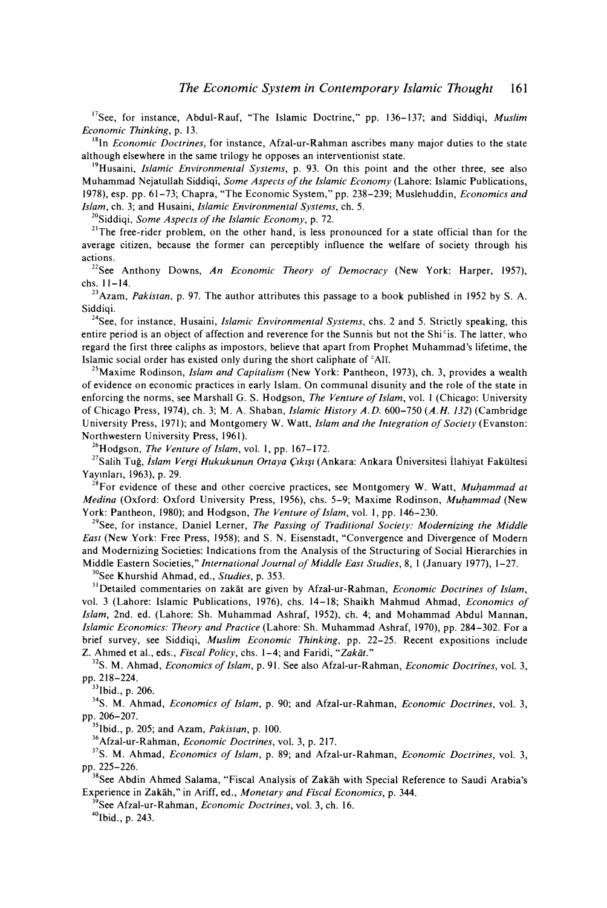[17]See, for instance, Abdul-Rauf, "The Islamic Doctrine," pp. 136–137; and Siddiqi, *Muslim Economic Thinking*, p. 13.

[18]In *Economic Doctrines*, for instance, Afzal-ur-Rahman ascribes many major duties to the state although elsewhere in the same trilogy he opposes an interventionist state.

[19]Husaini, *Islamic Environmental Systems*, p. 93. On this point and the other three, see also Muhammad Nejatullah Siddiqi, *Some Aspects of the Islamic Economy* (Lahore: Islamic Publications, 1978), esp. pp. 61–73; Chapra, "The Economic System," pp. 238–239; Muslehuddin, *Economics and Islam*, ch. 3; and Husaini, *Islamic Environmental Systems*, ch. 5.

[20]Siddiqi, *Some Aspects of the Islamic Economy*, p. 72.

[21]The free-rider problem, on the other hand, is less pronounced for a state official than for the average citizen, because the former can perceptibly influence the welfare of society through his actions.

[22]See Anthony Downs, *An Economic Theory of Democracy* (New York: Harper, 1957), chs. 11–14.

[23]Azam, *Pakistan*, p. 97. The author attributes this passage to a book published in 1952 by S. A. Siddiqi.

[24]See, for instance, Husaini, *Islamic Environmental Systems*, chs. 2 and 5. Strictly speaking, this entire period is an object of affection and reverence for the Sunnis but not the Shiʿis. The latter, who regard the first three caliphs as impostors, believe that apart from Prophet Muhammad's lifetime, the Islamic social order has existed only during the short caliphate of ʿAlī.

[25]Maxime Rodinson, *Islam and Capitalism* (New York: Pantheon, 1973), ch. 3, provides a wealth of evidence on economic practices in early Islam. On communal disunity and the role of the state in enforcing the norms, see Marshall G. S. Hodgson, *The Venture of Islam*, vol. 1 (Chicago: University of Chicago Press, 1974), ch. 3; M. A. Shaban, *Islamic History A.D. 600–750 (A.H. 132)* (Cambridge University Press, 1971); and Montgomery W. Watt, *Islam and the Integration of Society* (Evanston: Northwestern University Press, 1961).

[26]Hodgson, *The Venture of Islam*, vol. 1, pp. 167–172.

[27]Salih Tuğ, *İslam Vergi Hukukunun Ortaya Çıkışı* (Ankara: Ankara Üniversitesi İlahiyat Fakültesi Yayınları, 1963), p. 29.

[28]For evidence of these and other coercive practices, see Montgomery W. Watt, *Muḥammad at Medina* (Oxford: Oxford University Press, 1956), chs. 5–9; Maxime Rodinson, *Muḥammad* (New York: Pantheon, 1980); and Hodgson, *The Venture of Islam*, vol. 1, pp. 146–230.

[29]See, for instance, Daniel Lerner, *The Passing of Traditional Society: Modernizing the Middle East* (New York: Free Press, 1958); and S. N. Eisenstadt, "Convergence and Divergence of Modern and Modernizing Societies: Indications from the Analysis of the Structuring of Social Hierarchies in Middle Eastern Societies," *International Journal of Middle East Studies*, 8, 1 (January 1977), 1–27.

[30]See Khurshid Ahmad, ed., *Studies*, p. 353.

[31]Detailed commentaries on zakāt are given by Afzal-ur-Rahman, *Economic Doctrines of Islam*, vol. 3 (Lahore: Islamic Publications, 1976), chs. 14–18; Shaikh Mahmud Ahmad, *Economics of Islam*, 2nd. ed. (Lahore: Sh. Muhammad Ashraf, 1952), ch. 4; and Mohammad Abdul Mannan, *Islamic Economics: Theory and Practice* (Lahore: Sh. Muhammad Ashraf, 1970), pp. 284–302. For a brief survey, see Siddiqi, *Muslim Economic Thinking*, pp. 22–25. Recent expositions include Z. Ahmed et al., eds., *Fiscal Policy*, chs. 1–4; and Faridi, "*Zakāt*."

[32]S. M. Ahmad, *Economics of Islam*, p. 91. See also Afzal-ur-Rahman, *Economic Doctrines*, vol. 3, pp. 218–224.

[33]Ibid., p. 206.

[34]S. M. Ahmad, *Economics of Islam*, p. 90; and Afzal-ur-Rahman, *Economic Doctrines*, vol. 3, pp. 206–207.

[35]Ibid., p. 205; and Azam, *Pakistan*, p. 100.

[36]Afzal-ur-Rahman, *Economic Doctrines*, vol. 3, p. 217.

[37]S. M. Ahmad, *Economics of Islam*, p. 89; and Afzal-ur-Rahman, *Economic Doctrines*, vol. 3, pp. 225–226.

[38]See Abdin Ahmed Salama, "Fiscal Analysis of Zakāh with Special Reference to Saudi Arabia's Experience in Zakāh," in Ariff, ed., *Monetary and Fiscal Economics*, p. 344.

[39]See Afzal-ur-Rahman, *Economic Doctrines*, vol. 3, ch. 16.

[40]Ibid., p. 243.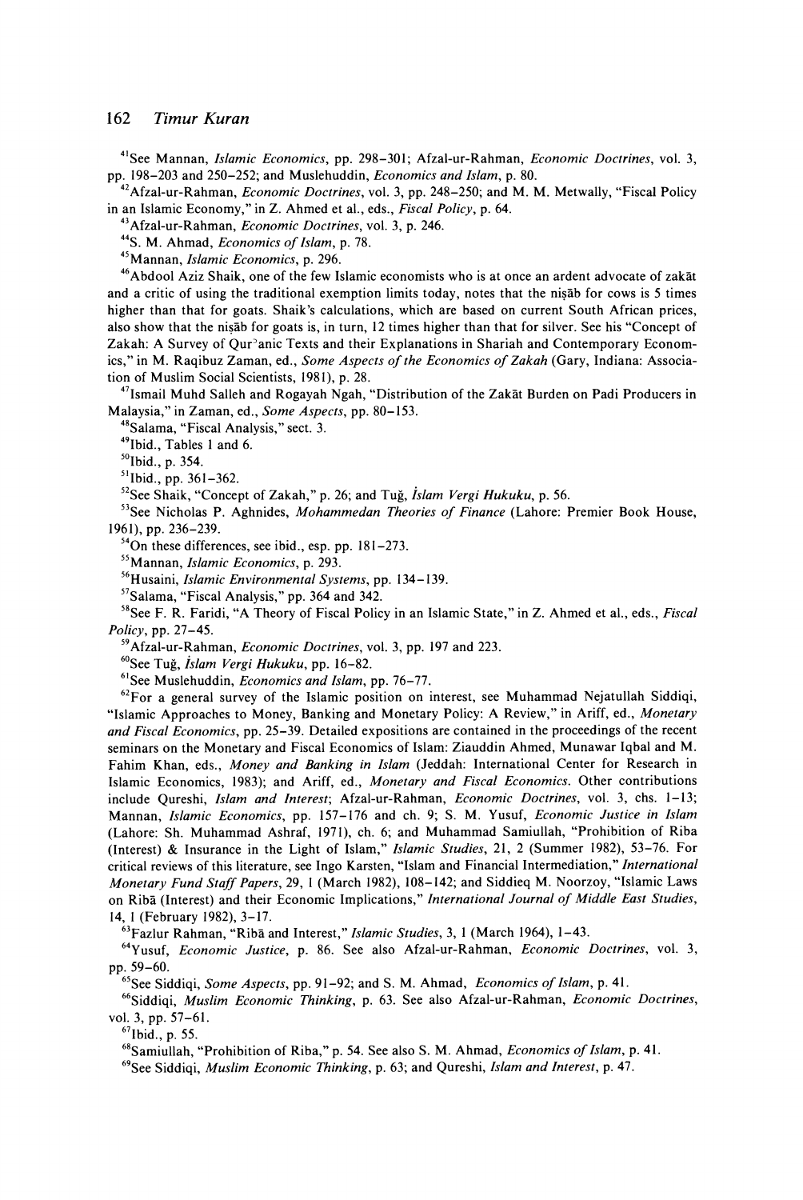[41]See Mannan, *Islamic Economics*, pp. 298–301; Afzal-ur-Rahman, *Economic Doctrines*, vol. 3, pp. 198–203 and 250–252; and Muslehuddin, *Economics and Islam*, p. 80.

[42]Afzal-ur-Rahman, *Economic Doctrines*, vol. 3, pp. 248–250; and M. M. Metwally, "Fiscal Policy in an Islamic Economy," in Z. Ahmed et al., eds., *Fiscal Policy*, p. 64.

[43]Afzal-ur-Rahman, *Economic Doctrines*, vol. 3, p. 246.

[44]S. M. Ahmad, *Economics of Islam*, p. 78.

[45]Mannan, *Islamic Economics*, p. 296.

[46]Abdool Aziz Shaik, one of the few Islamic economists who is at once an ardent advocate of zakāt and a critic of using the traditional exemption limits today, notes that the niṣāb for cows is 5 times higher than that for goats. Shaik's calculations, which are based on current South African prices, also show that the niṣāb for goats is, in turn, 12 times higher than that for silver. See his "Concept of Zakah: A Survey of Qur'anic Texts and their Explanations in Shariah and Contemporary Economics," in M. Raqibuz Zaman, ed., *Some Aspects of the Economics of Zakah* (Gary, Indiana: Association of Muslim Social Scientists, 1981), p. 28.

[47]Ismail Muhd Salleh and Rogayah Ngah, "Distribution of the Zakāt Burden on Padi Producers in Malaysia," in Zaman, ed., *Some Aspects*, pp. 80–153.

[48]Salama, "Fiscal Analysis," sect. 3.

[49]Ibid., Tables 1 and 6.

[50]Ibid., p. 354.

[51]Ibid., pp. 361–362.

[52]See Shaik, "Concept of Zakah," p. 26; and Tuğ, *İslam Vergi Hukuku*, p. 56.

[53]See Nicholas P. Aghnides, *Mohammedan Theories of Finance* (Lahore: Premier Book House, 1961), pp. 236–239.

[54]On these differences, see ibid., esp. pp. 181–273.

[55]Mannan, *Islamic Economics*, p. 293.

[56]Husaini, *Islamic Environmental Systems*, pp. 134–139.

[57]Salama, "Fiscal Analysis," pp. 364 and 342.

[58]See F. R. Faridi, "A Theory of Fiscal Policy in an Islamic State," in Z. Ahmed et al., eds., *Fiscal Policy*, pp. 27–45.

[59]Afzal-ur-Rahman, *Economic Doctrines*, vol. 3, pp. 197 and 223.

[60]See Tuğ, *İslam Vergi Hukuku*, pp. 16–82.

[61]See Muslehuddin, *Economics and Islam*, pp. 76–77.

[62]For a general survey of the Islamic position on interest, see Muhammad Nejatullah Siddiqi, "Islamic Approaches to Money, Banking and Monetary Policy: A Review," in Ariff, ed., *Monetary and Fiscal Economics*, pp. 25–39. Detailed expositions are contained in the proceedings of the recent seminars on the Monetary and Fiscal Economics of Islam: Ziauddin Ahmed, Munawar Iqbal and M. Fahim Khan, eds., *Money and Banking in Islam* (Jeddah: International Center for Research in Islamic Economics, 1983); and Ariff, ed., *Monetary and Fiscal Economics*. Other contributions include Qureshi, *Islam and Interest*; Afzal-ur-Rahman, *Economic Doctrines*, vol. 3, chs. 1–13; Mannan, *Islamic Economics*, pp. 157–176 and ch. 9; S. M. Yusuf, *Economic Justice in Islam* (Lahore: Sh. Muhammad Ashraf, 1971), ch. 6; and Muhammad Samiullah, "Prohibition of Riba (Interest) & Insurance in the Light of Islam," *Islamic Studies*, 21, 2 (Summer 1982), 53–76. For critical reviews of this literature, see Ingo Karsten, "Islam and Financial Intermediation," *International Monetary Fund Staff Papers*, 29, 1 (March 1982), 108–142; and Siddieq M. Noorzoy, "Islamic Laws on Ribā (Interest) and their Economic Implications," *International Journal of Middle East Studies*, 14, 1 (February 1982), 3–17.

[63]Fazlur Rahman, "Ribā and Interest," *Islamic Studies*, 3, 1 (March 1964), 1–43.

[64]Yusuf, *Economic Justice*, p. 86. See also Afzal-ur-Rahman, *Economic Doctrines*, vol. 3, pp. 59–60.

[65]See Siddiqi, *Some Aspects*, pp. 91–92; and S. M. Ahmad, *Economics of Islam*, p. 41.

[66]Siddiqi, *Muslim Economic Thinking*, p. 63. See also Afzal-ur-Rahman, *Economic Doctrines*, vol. 3, pp. 57–61.

[67]Ibid., p. 55.

[68]Samiullah, "Prohibition of Riba," p. 54. See also S. M. Ahmad, *Economics of Islam*, p. 41.

[69]See Siddiqi, *Muslim Economic Thinking*, p. 63; and Qureshi, *Islam and Interest*, p. 47.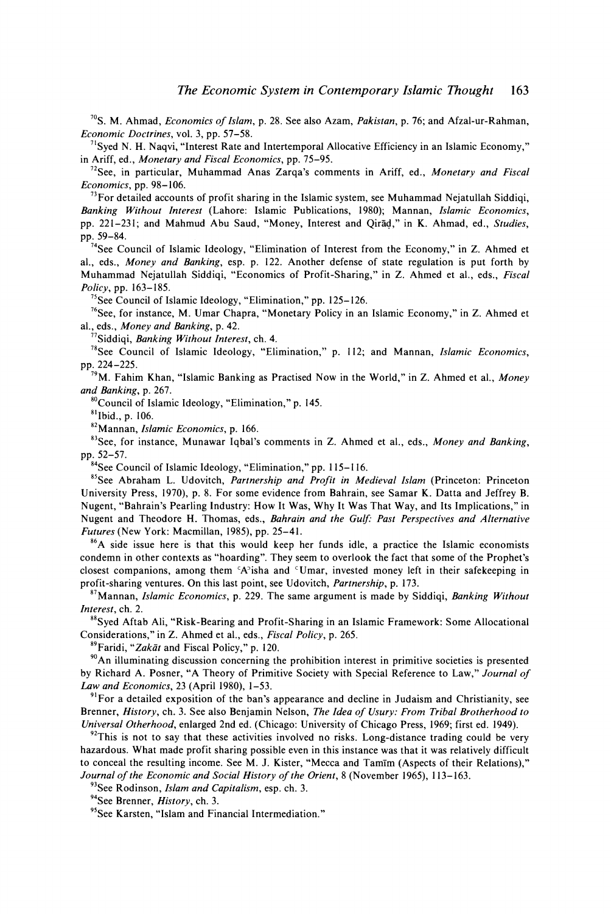[70]S. M. Ahmad, *Economics of Islam*, p. 28. See also Azam, *Pakistan*, p. 76; and Afzal-ur-Rahman, *Economic Doctrines*, vol. 3, pp. 57–58.

[71]Syed N. H. Naqvi, "Interest Rate and Intertemporal Allocative Efficiency in an Islamic Economy," in Ariff, ed., *Monetary and Fiscal Economics*, pp. 75–95.

[72]See, in particular, Muhammad Anas Zarqa's comments in Ariff, ed., *Monetary and Fiscal Economics*, pp. 98–106.

[73]For detailed accounts of profit sharing in the Islamic system, see Muhammad Nejatullah Siddiqi, *Banking Without Interest* (Lahore: Islamic Publications, 1980); Mannan, *Islamic Economics*, pp. 221–231; and Mahmud Abu Saud, "Money, Interest and Qirāḍ," in K. Ahmad, ed., *Studies*, pp. 59–84.

[74]See Council of Islamic Ideology, "Elimination of Interest from the Economy," in Z. Ahmed et al., eds., *Money and Banking*, esp. p. 122. Another defense of state regulation is put forth by Muhammad Nejatullah Siddiqi, "Economics of Profit-Sharing," in Z. Ahmed et al., eds., *Fiscal Policy*, pp. 163–185.

[75]See Council of Islamic Ideology, "Elimination," pp. 125–126.

[76]See, for instance, M. Umar Chapra, "Monetary Policy in an Islamic Economy," in Z. Ahmed et al., eds., *Money and Banking*, p. 42.

[77]Siddiqi, *Banking Without Interest*, ch. 4.

[78]See Council of Islamic Ideology, "Elimination," p. 112; and Mannan, *Islamic Economics*, pp. 224–225.

[79]M. Fahim Khan, "Islamic Banking as Practised Now in the World," in Z. Ahmed et al., *Money and Banking*, p. 267.

[80]Council of Islamic Ideology, "Elimination," p. 145.

[81]Ibid., p. 106.

[82]Mannan, *Islamic Economics*, p. 166.

[83]See, for instance, Munawar Iqbal's comments in Z. Ahmed et al., eds., *Money and Banking*, pp. 52–57.

[84]See Council of Islamic Ideology, "Elimination," pp. 115–116.

[85]See Abraham L. Udovitch, *Partnership and Profit in Medieval Islam* (Princeton: Princeton University Press, 1970), p. 8. For some evidence from Bahrain, see Samar K. Datta and Jeffrey B. Nugent, "Bahrain's Pearling Industry: How It Was, Why It Was That Way, and Its Implications," in Nugent and Theodore H. Thomas, eds., *Bahrain and the Gulf: Past Perspectives and Alternative Futures* (New York: Macmillan, 1985), pp. 25–41.

[86]A side issue here is that this would keep her funds idle, a practice the Islamic economists condemn in other contexts as "hoarding". They seem to overlook the fact that some of the Prophet's closest companions, among them ʿAʾisha and ʿUmar, invested money left in their safekeeping in profit-sharing ventures. On this last point, see Udovitch, *Partnership*, p. 173.

[87]Mannan, *Islamic Economics*, p. 229. The same argument is made by Siddiqi, *Banking Without Interest*, ch. 2.

[88]Syed Aftab Ali, "Risk-Bearing and Profit-Sharing in an Islamic Framework: Some Allocational Considerations," in Z. Ahmed et al., eds., *Fiscal Policy*, p. 265.

[89]Faridi, "*Zakāt* and Fiscal Policy," p. 120.

[90]An illuminating discussion concerning the prohibition interest in primitive societies is presented by Richard A. Posner, "A Theory of Primitive Society with Special Reference to Law," *Journal of Law and Economics*, 23 (April 1980), 1–53.

[91]For a detailed exposition of the ban's appearance and decline in Judaism and Christianity, see Brenner, *History*, ch. 3. See also Benjamin Nelson, *The Idea of Usury: From Tribal Brotherhood to Universal Otherhood*, enlarged 2nd ed. (Chicago: University of Chicago Press, 1969; first ed. 1949).

[92]This is not to say that these activities involved no risks. Long-distance trading could be very hazardous. What made profit sharing possible even in this instance was that it was relatively difficult to conceal the resulting income. See M. J. Kister, "Mecca and Tamīm (Aspects of their Relations)," *Journal of the Economic and Social History of the Orient*, 8 (November 1965), 113–163.

[93]See Rodinson, *Islam and Capitalism*, esp. ch. 3.

[94]See Brenner, *History*, ch. 3.

[95]See Karsten, "Islam and Financial Intermediation."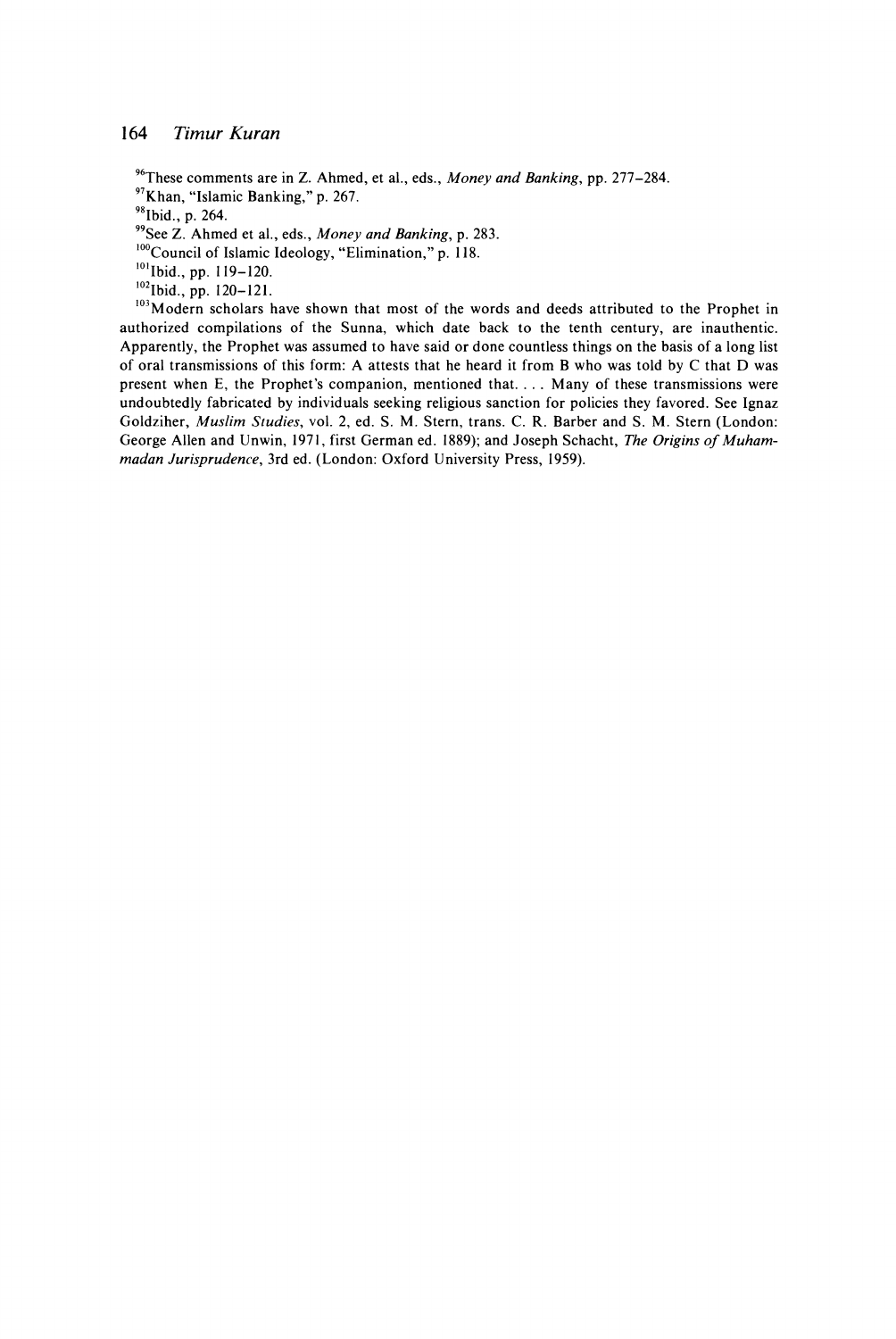[96]These comments are in Z. Ahmed, et al., eds., *Money and Banking*, pp. 277–284.

[97]Khan, "Islamic Banking," p. 267.

[98]Ibid., p. 264.

[99]See Z. Ahmed et al., eds., *Money and Banking*, p. 283.

[100]Council of Islamic Ideology, "Elimination," p. 118.

[101]Ibid., pp. 119–120.

[102]Ibid., pp. 120–121.

[103]Modern scholars have shown that most of the words and deeds attributed to the Prophet in authorized compilations of the Sunna, which date back to the tenth century, are inauthentic. Apparently, the Prophet was assumed to have said or done countless things on the basis of a long list of oral transmissions of this form: A attests that he heard it from B who was told by C that D was present when E, the Prophet's companion, mentioned that. . . . Many of these transmissions were undoubtedly fabricated by individuals seeking religious sanction for policies they favored. See Ignaz Goldziher, *Muslim Studies*, vol. 2, ed. S. M. Stern, trans. C. R. Barber and S. M. Stern (London: George Allen and Unwin, 1971, first German ed. 1889); and Joseph Schacht, *The Origins of Muhammadan Jurisprudence*, 3rd ed. (London: Oxford University Press, 1959).